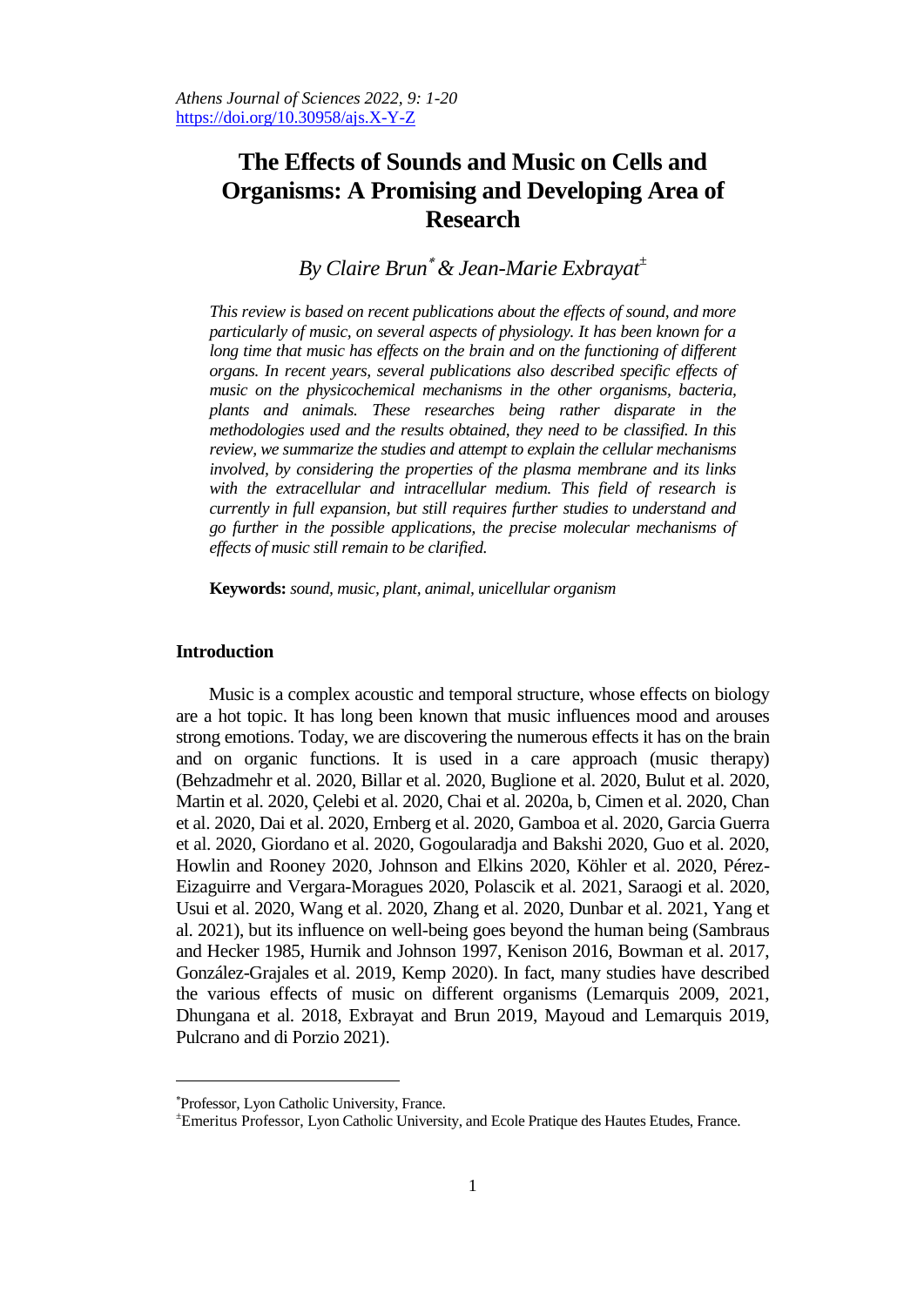# The Effects of Sounds and Music on Cells and Organisms: A Promising and Developing Area of Research

*By Claire Brun[*] & Jean-Marie Exbrayat[±]*

*This review is based on recent publications about the effects of sound, and more particularly of music, on several aspects of physiology. It has been known for a long time that music has effects on the brain and on the functioning of different organs. In recent years, several publications also described specific effects of music on the physicochemical mechanisms in the other organisms, bacteria, plants and animals. These researches being rather disparate in the methodologies used and the results obtained, they need to be classified. In this review, we summarize the studies and attempt to explain the cellular mechanisms involved, by considering the properties of the plasma membrane and its links with the extracellular and intracellular medium. This field of research is currently in full expansion, but still requires further studies to understand and go further in the possible applications, the precise molecular mechanisms of effects of music still remain to be clarified.*

**Keywords:** *sound, music, plant, animal, unicellular organism*

## Introduction

Music is a complex acoustic and temporal structure, whose effects on biology are a hot topic. It has long been known that music influences mood and arouses strong emotions. Today, we are discovering the numerous effects it has on the brain and on organic functions. It is used in a care approach (music therapy) (Behzadmehr et al. 2020, Billar et al. 2020, Buglione et al. 2020, Bulut et al. 2020, Martin et al. 2020, Çelebi et al. 2020, Chai et al. 2020a, b, Cimen et al. 2020, Chan et al. 2020, Dai et al. 2020, Ernberg et al. 2020, Gamboa et al. 2020, Garcia Guerra et al. 2020, Giordano et al. 2020, Gogoularadja and Bakshi 2020, Guo et al. 2020, Howlin and Rooney 2020, Johnson and Elkins 2020, Köhler et al. 2020, Pérez-Eizaguirre and Vergara-Moragues 2020, Polascik et al. 2021, Saraogi et al. 2020, Usui et al. 2020, Wang et al. 2020, Zhang et al. 2020, Dunbar et al. 2021, Yang et al. 2021), but its influence on well-being goes beyond the human being (Sambraus and Hecker 1985, Hurnik and Johnson 1997, Kenison 2016, Bowman et al. 2017, González-Grajales et al. 2019, Kemp 2020). In fact, many studies have described the various effects of music on different organisms (Lemarquis 2009, 2021, Dhungana et al. 2018, Exbrayat and Brun 2019, Mayoud and Lemarquis 2019, Pulcrano and di Porzio 2021).

---

[*] Professor, Lyon Catholic University, France.

[±] Emeritus Professor, Lyon Catholic University, and Ecole Pratique des Hautes Etudes, France.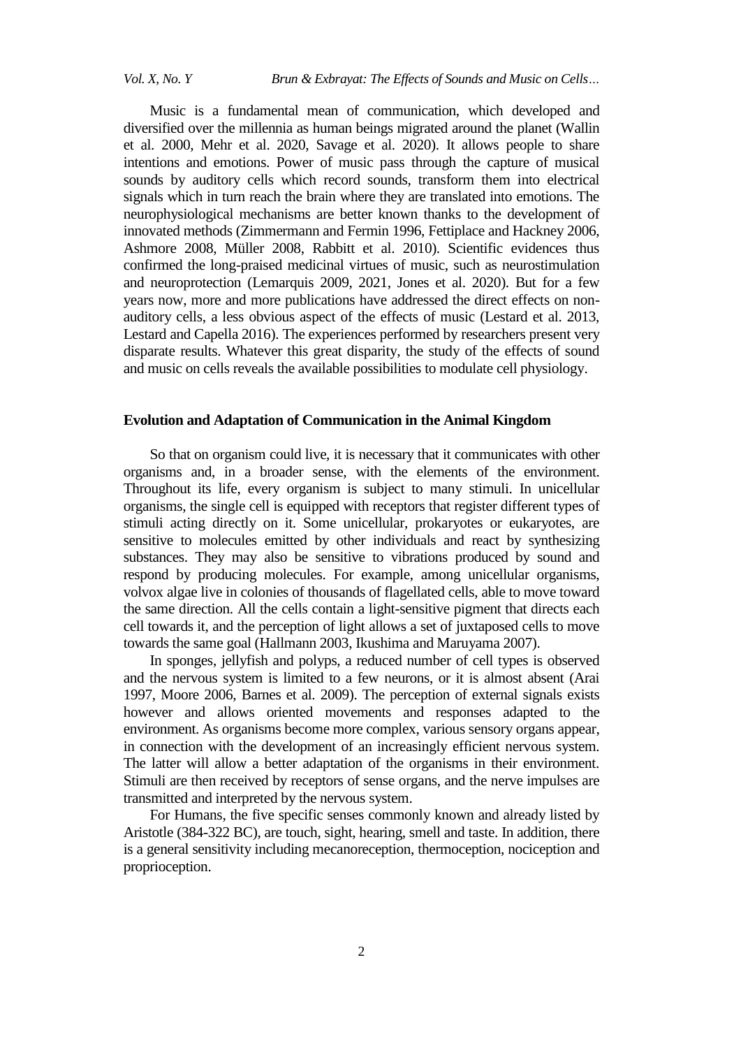Music is a fundamental mean of communication, which developed and diversified over the millennia as human beings migrated around the planet (Wallin et al. 2000, Mehr et al. 2020, Savage et al. 2020). It allows people to share intentions and emotions. Power of music pass through the capture of musical sounds by auditory cells which record sounds, transform them into electrical signals which in turn reach the brain where they are translated into emotions. The neurophysiological mechanisms are better known thanks to the development of innovated methods (Zimmermann and Fermin 1996, Fettiplace and Hackney 2006, Ashmore 2008, Müller 2008, Rabbitt et al. 2010). Scientific evidences thus confirmed the long-praised medicinal virtues of music, such as neurostimulation and neuroprotection (Lemarquis 2009, 2021, Jones et al. 2020). But for a few years now, more and more publications have addressed the direct effects on non-auditory cells, a less obvious aspect of the effects of music (Lestard et al. 2013, Lestard and Capella 2016). The experiences performed by researchers present very disparate results. Whatever this great disparity, the study of the effects of sound and music on cells reveals the available possibilities to modulate cell physiology.

## Evolution and Adaptation of Communication in the Animal Kingdom

So that on organism could live, it is necessary that it communicates with other organisms and, in a broader sense, with the elements of the environment. Throughout its life, every organism is subject to many stimuli. In unicellular organisms, the single cell is equipped with receptors that register different types of stimuli acting directly on it. Some unicellular, prokaryotes or eukaryotes, are sensitive to molecules emitted by other individuals and react by synthesizing substances. They may also be sensitive to vibrations produced by sound and respond by producing molecules. For example, among unicellular organisms, volvox algae live in colonies of thousands of flagellated cells, able to move toward the same direction. All the cells contain a light-sensitive pigment that directs each cell towards it, and the perception of light allows a set of juxtaposed cells to move towards the same goal (Hallmann 2003, Ikushima and Maruyama 2007).

In sponges, jellyfish and polyps, a reduced number of cell types is observed and the nervous system is limited to a few neurons, or it is almost absent (Arai 1997, Moore 2006, Barnes et al. 2009). The perception of external signals exists however and allows oriented movements and responses adapted to the environment. As organisms become more complex, various sensory organs appear, in connection with the development of an increasingly efficient nervous system. The latter will allow a better adaptation of the organisms in their environment. Stimuli are then received by receptors of sense organs, and the nerve impulses are transmitted and interpreted by the nervous system.

For Humans, the five specific senses commonly known and already listed by Aristotle (384-322 BC), are touch, sight, hearing, smell and taste. In addition, there is a general sensitivity including mecanoreception, thermoception, nociception and proprioception.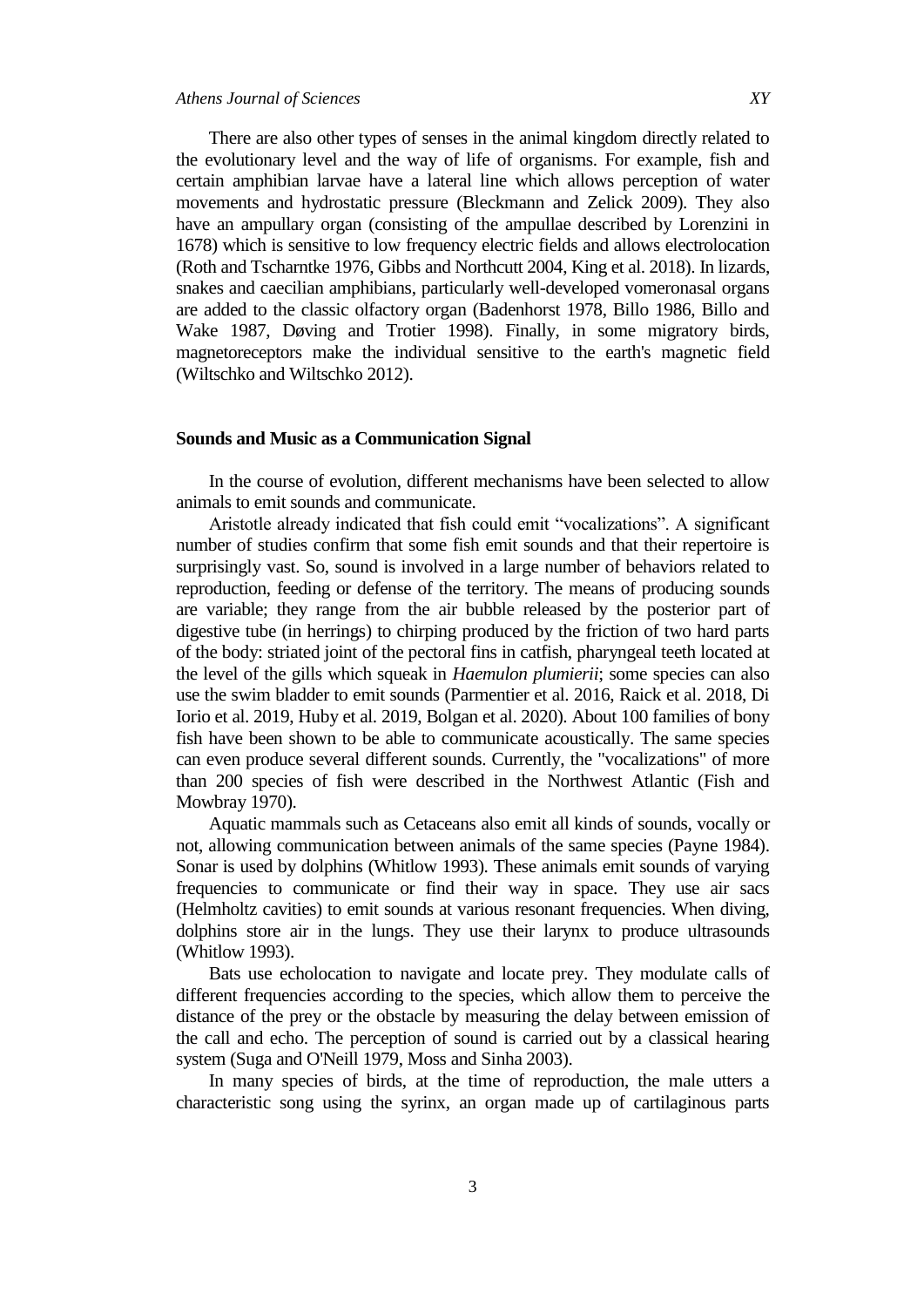There are also other types of senses in the animal kingdom directly related to the evolutionary level and the way of life of organisms. For example, fish and certain amphibian larvae have a lateral line which allows perception of water movements and hydrostatic pressure (Bleckmann and Zelick 2009). They also have an ampullary organ (consisting of the ampullae described by Lorenzini in 1678) which is sensitive to low frequency electric fields and allows electrolocation (Roth and Tscharntke 1976, Gibbs and Northcutt 2004, King et al. 2018). In lizards, snakes and caecilian amphibians, particularly well-developed vomeronasal organs are added to the classic olfactory organ (Badenhorst 1978, Billo 1986, Billo and Wake 1987, Døving and Trotier 1998). Finally, in some migratory birds, magnetoreceptors make the individual sensitive to the earth's magnetic field (Wiltschko and Wiltschko 2012).

## Sounds and Music as a Communication Signal

In the course of evolution, different mechanisms have been selected to allow animals to emit sounds and communicate.

Aristotle already indicated that fish could emit "vocalizations". A significant number of studies confirm that some fish emit sounds and that their repertoire is surprisingly vast. So, sound is involved in a large number of behaviors related to reproduction, feeding or defense of the territory. The means of producing sounds are variable; they range from the air bubble released by the posterior part of digestive tube (in herrings) to chirping produced by the friction of two hard parts of the body: striated joint of the pectoral fins in catfish, pharyngeal teeth located at the level of the gills which squeak in *Haemulon plumierii*; some species can also use the swim bladder to emit sounds (Parmentier et al. 2016, Raick et al. 2018, Di Iorio et al. 2019, Huby et al. 2019, Bolgan et al. 2020). About 100 families of bony fish have been shown to be able to communicate acoustically. The same species can even produce several different sounds. Currently, the "vocalizations" of more than 200 species of fish were described in the Northwest Atlantic (Fish and Mowbray 1970).

Aquatic mammals such as Cetaceans also emit all kinds of sounds, vocally or not, allowing communication between animals of the same species (Payne 1984). Sonar is used by dolphins (Whitlow 1993). These animals emit sounds of varying frequencies to communicate or find their way in space. They use air sacs (Helmholtz cavities) to emit sounds at various resonant frequencies. When diving, dolphins store air in the lungs. They use their larynx to produce ultrasounds (Whitlow 1993).

Bats use echolocation to navigate and locate prey. They modulate calls of different frequencies according to the species, which allow them to perceive the distance of the prey or the obstacle by measuring the delay between emission of the call and echo. The perception of sound is carried out by a classical hearing system (Suga and O'Neill 1979, Moss and Sinha 2003).

In many species of birds, at the time of reproduction, the male utters a characteristic song using the syrinx, an organ made up of cartilaginous parts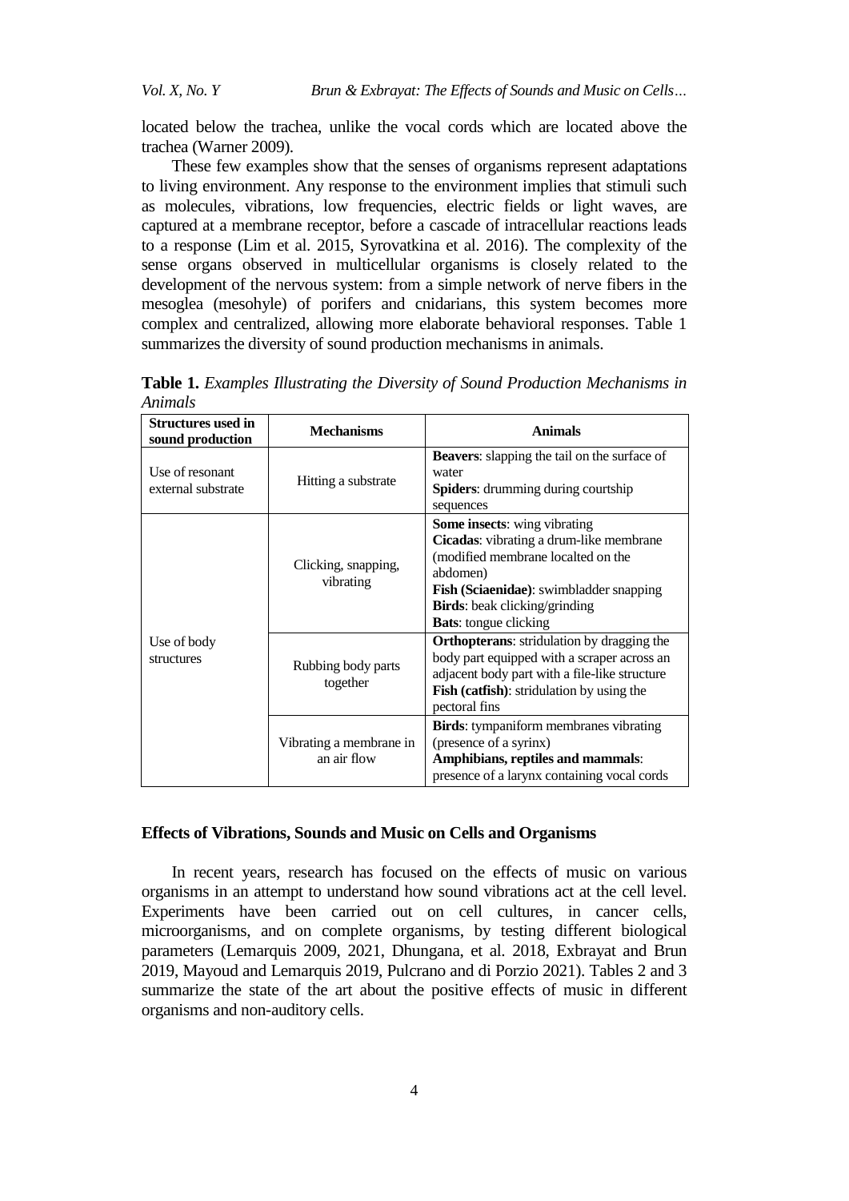located below the trachea, unlike the vocal cords which are located above the trachea (Warner 2009).

These few examples show that the senses of organisms represent adaptations to living environment. Any response to the environment implies that stimuli such as molecules, vibrations, low frequencies, electric fields or light waves, are captured at a membrane receptor, before a cascade of intracellular reactions leads to a response (Lim et al. 2015, Syrovatkina et al. 2016). The complexity of the sense organs observed in multicellular organisms is closely related to the development of the nervous system: from a simple network of nerve fibers in the mesoglea (mesohyle) of porifers and cnidarians, this system becomes more complex and centralized, allowing more elaborate behavioral responses. Table 1 summarizes the diversity of sound production mechanisms in animals.

**Table 1.** *Examples Illustrating the Diversity of Sound Production Mechanisms in Animals*

| Structures used in sound production | Mechanisms | Animals |
|---|---|---|
| Use of resonant external substrate | Hitting a substrate | **Beavers**: slapping the tail on the surface of water<br>**Spiders**: drumming during courtship sequences |
| Use of body structures | Clicking, snapping, vibrating | **Some insects**: wing vibrating<br>**Cicadas**: vibrating a drum-like membrane (modified membrane localted on the abdomen)<br>**Fish (Sciaenidae)**: swimbladder snapping<br>**Birds**: beak clicking/grinding<br>**Bats**: tongue clicking |
| | Rubbing body parts together | **Orthopterans**: stridulation by dragging the body part equipped with a scraper across an adjacent body part with a file-like structure<br>**Fish (catfish)**: stridulation by using the pectoral fins |
| | Vibrating a membrane in an air flow | **Birds**: tympaniform membranes vibrating (presence of a syrinx)<br>**Amphibians, reptiles and mammals**: presence of a larynx containing vocal cords |

## Effects of Vibrations, Sounds and Music on Cells and Organisms

In recent years, research has focused on the effects of music on various organisms in an attempt to understand how sound vibrations act at the cell level. Experiments have been carried out on cell cultures, in cancer cells, microorganisms, and on complete organisms, by testing different biological parameters (Lemarquis 2009, 2021, Dhungana, et al. 2018, Exbrayat and Brun 2019, Mayoud and Lemarquis 2019, Pulcrano and di Porzio 2021). Tables 2 and 3 summarize the state of the art about the positive effects of music in different organisms and non-auditory cells.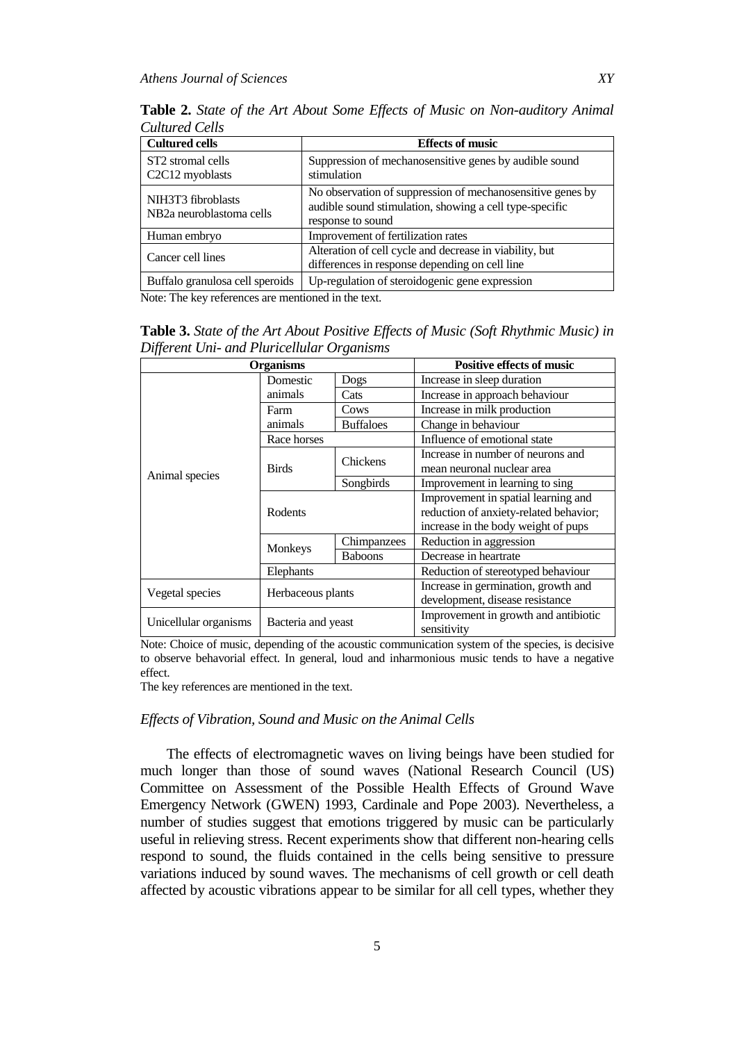**Table 2.** *State of the Art About Some Effects of Music on Non-auditory Animal Cultured Cells*

| Cultured cells | Effects of music |
|---|---|
| ST2 stromal cells<br>C2C12 myoblasts | Suppression of mechanosensitive genes by audible sound stimulation |
| NIH3T3 fibroblasts<br>NB2a neuroblastoma cells | No observation of suppression of mechanosensitive genes by audible sound stimulation, showing a cell type-specific response to sound |
| Human embryo | Improvement of fertilization rates |
| Cancer cell lines | Alteration of cell cycle and decrease in viability, but differences in response depending on cell line |
| Buffalo granulosa cell speroids | Up-regulation of steroidogenic gene expression |

Note: The key references are mentioned in the text.

**Table 3.** *State of the Art About Positive Effects of Music (Soft Rhythmic Music) in Different Uni- and Pluricellular Organisms*

| Organisms | | | Positive effects of music |
|---|---|---|---|
| Animal species | Domestic animals | Dogs | Increase in sleep duration |
| | | Cats | Increase in approach behaviour |
| | Farm animals | Cows | Increase in milk production |
| | | Buffaloes | Change in behaviour |
| | Race horses | | Influence of emotional state |
| | Birds | Chickens | Increase in number of neurons and mean neuronal nuclear area |
| | | Songbirds | Improvement in learning to sing |
| | Rodents | | Improvement in spatial learning and reduction of anxiety-related behavior; increase in the body weight of pups |
| | Monkeys | Chimpanzees | Reduction in aggression |
| | | Baboons | Decrease in heartrate |
| | Elephants | | Reduction of stereotyped behaviour |
| Vegetal species | Herbaceous plants | | Increase in germination, growth and development, disease resistance |
| Unicellular organisms | Bacteria and yeast | | Improvement in growth and antibiotic sensitivity |

Note: Choice of music, depending of the acoustic communication system of the species, is decisive to observe behavorial effect. In general, loud and inharmonious music tends to have a negative effect.

The key references are mentioned in the text.

### *Effects of Vibration, Sound and Music on the Animal Cells*

The effects of electromagnetic waves on living beings have been studied for much longer than those of sound waves (National Research Council (US) Committee on Assessment of the Possible Health Effects of Ground Wave Emergency Network (GWEN) 1993, Cardinale and Pope 2003). Nevertheless, a number of studies suggest that emotions triggered by music can be particularly useful in relieving stress. Recent experiments show that different non-hearing cells respond to sound, the fluids contained in the cells being sensitive to pressure variations induced by sound waves. The mechanisms of cell growth or cell death affected by acoustic vibrations appear to be similar for all cell types, whether they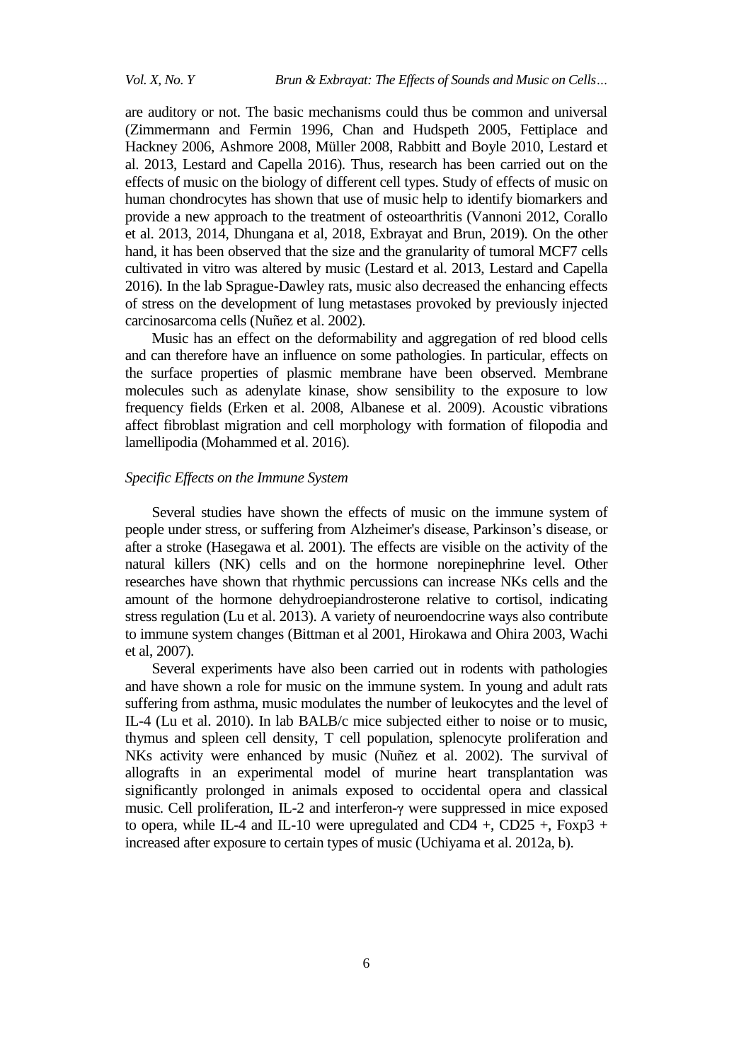are auditory or not. The basic mechanisms could thus be common and universal (Zimmermann and Fermin 1996, Chan and Hudspeth 2005, Fettiplace and Hackney 2006, Ashmore 2008, Müller 2008, Rabbitt and Boyle 2010, Lestard et al. 2013, Lestard and Capella 2016). Thus, research has been carried out on the effects of music on the biology of different cell types. Study of effects of music on human chondrocytes has shown that use of music help to identify biomarkers and provide a new approach to the treatment of osteoarthritis (Vannoni 2012, Corallo et al. 2013, 2014, Dhungana et al, 2018, Exbrayat and Brun, 2019). On the other hand, it has been observed that the size and the granularity of tumoral MCF7 cells cultivated in vitro was altered by music (Lestard et al. 2013, Lestard and Capella 2016). In the lab Sprague-Dawley rats, music also decreased the enhancing effects of stress on the development of lung metastases provoked by previously injected carcinosarcoma cells (Nuñez et al. 2002).

Music has an effect on the deformability and aggregation of red blood cells and can therefore have an influence on some pathologies. In particular, effects on the surface properties of plasmic membrane have been observed. Membrane molecules such as adenylate kinase, show sensibility to the exposure to low frequency fields (Erken et al. 2008, Albanese et al. 2009). Acoustic vibrations affect fibroblast migration and cell morphology with formation of filopodia and lamellipodia (Mohammed et al. 2016).

### *Specific Effects on the Immune System*

Several studies have shown the effects of music on the immune system of people under stress, or suffering from Alzheimer's disease, Parkinson's disease, or after a stroke (Hasegawa et al. 2001). The effects are visible on the activity of the natural killers (NK) cells and on the hormone norepinephrine level. Other researches have shown that rhythmic percussions can increase NKs cells and the amount of the hormone dehydroepiandrosterone relative to cortisol, indicating stress regulation (Lu et al. 2013). A variety of neuroendocrine ways also contribute to immune system changes (Bittman et al 2001, Hirokawa and Ohira 2003, Wachi et al, 2007).

Several experiments have also been carried out in rodents with pathologies and have shown a role for music on the immune system. In young and adult rats suffering from asthma, music modulates the number of leukocytes and the level of IL-4 (Lu et al. 2010). In lab BALB/c mice subjected either to noise or to music, thymus and spleen cell density, T cell population, splenocyte proliferation and NKs activity were enhanced by music (Nuñez et al. 2002). The survival of allografts in an experimental model of murine heart transplantation was significantly prolonged in animals exposed to occidental opera and classical music. Cell proliferation, IL-2 and interferon-γ were suppressed in mice exposed to opera, while IL-4 and IL-10 were upregulated and CD4 +, CD25 +, Foxp3 + increased after exposure to certain types of music (Uchiyama et al. 2012a, b).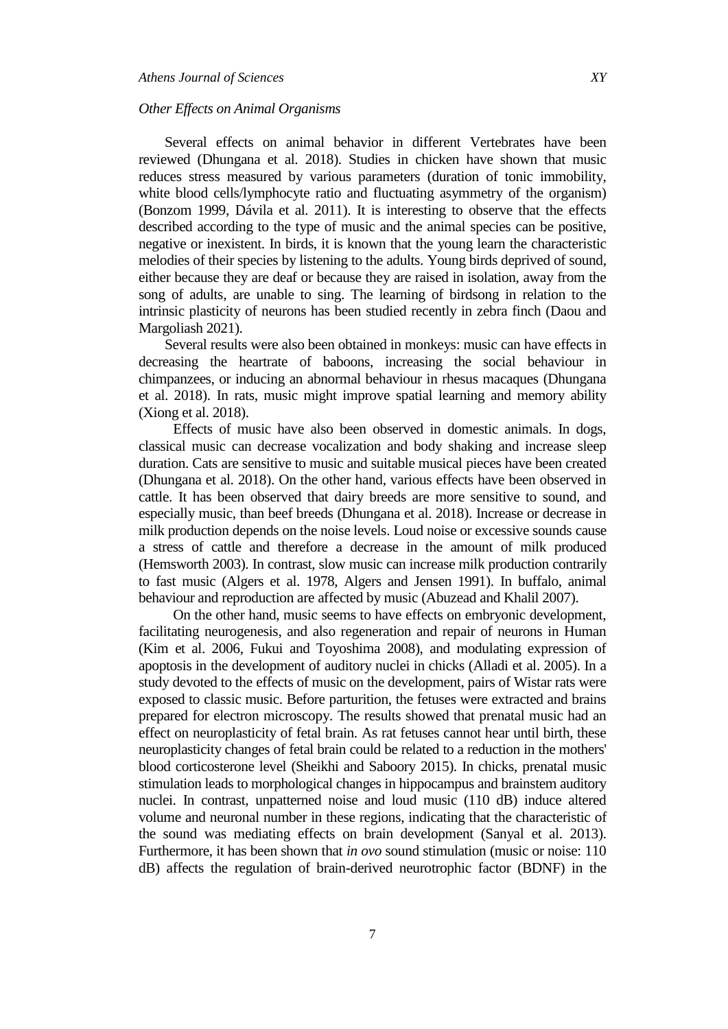*Other Effects on Animal Organisms*

Several effects on animal behavior in different Vertebrates have been reviewed (Dhungana et al. 2018). Studies in chicken have shown that music reduces stress measured by various parameters (duration of tonic immobility, white blood cells/lymphocyte ratio and fluctuating asymmetry of the organism) (Bonzom 1999, Dávila et al. 2011). It is interesting to observe that the effects described according to the type of music and the animal species can be positive, negative or inexistent. In birds, it is known that the young learn the characteristic melodies of their species by listening to the adults. Young birds deprived of sound, either because they are deaf or because they are raised in isolation, away from the song of adults, are unable to sing. The learning of birdsong in relation to the intrinsic plasticity of neurons has been studied recently in zebra finch (Daou and Margoliash 2021).

Several results were also been obtained in monkeys: music can have effects in decreasing the heartrate of baboons, increasing the social behaviour in chimpanzees, or inducing an abnormal behaviour in rhesus macaques (Dhungana et al. 2018). In rats, music might improve spatial learning and memory ability (Xiong et al. 2018).

Effects of music have also been observed in domestic animals. In dogs, classical music can decrease vocalization and body shaking and increase sleep duration. Cats are sensitive to music and suitable musical pieces have been created (Dhungana et al. 2018). On the other hand, various effects have been observed in cattle. It has been observed that dairy breeds are more sensitive to sound, and especially music, than beef breeds (Dhungana et al. 2018). Increase or decrease in milk production depends on the noise levels. Loud noise or excessive sounds cause a stress of cattle and therefore a decrease in the amount of milk produced (Hemsworth 2003). In contrast, slow music can increase milk production contrarily to fast music (Algers et al. 1978, Algers and Jensen 1991). In buffalo, animal behaviour and reproduction are affected by music (Abuzead and Khalil 2007).

On the other hand, music seems to have effects on embryonic development, facilitating neurogenesis, and also regeneration and repair of neurons in Human (Kim et al. 2006, Fukui and Toyoshima 2008), and modulating expression of apoptosis in the development of auditory nuclei in chicks (Alladi et al. 2005). In a study devoted to the effects of music on the development, pairs of Wistar rats were exposed to classic music. Before parturition, the fetuses were extracted and brains prepared for electron microscopy. The results showed that prenatal music had an effect on neuroplasticity of fetal brain. As rat fetuses cannot hear until birth, these neuroplasticity changes of fetal brain could be related to a reduction in the mothers' blood corticosterone level (Sheikhi and Saboory 2015). In chicks, prenatal music stimulation leads to morphological changes in hippocampus and brainstem auditory nuclei. In contrast, unpatterned noise and loud music (110 dB) induce altered volume and neuronal number in these regions, indicating that the characteristic of the sound was mediating effects on brain development (Sanyal et al. 2013). Furthermore, it has been shown that *in ovo* sound stimulation (music or noise: 110 dB) affects the regulation of brain-derived neurotrophic factor (BDNF) in the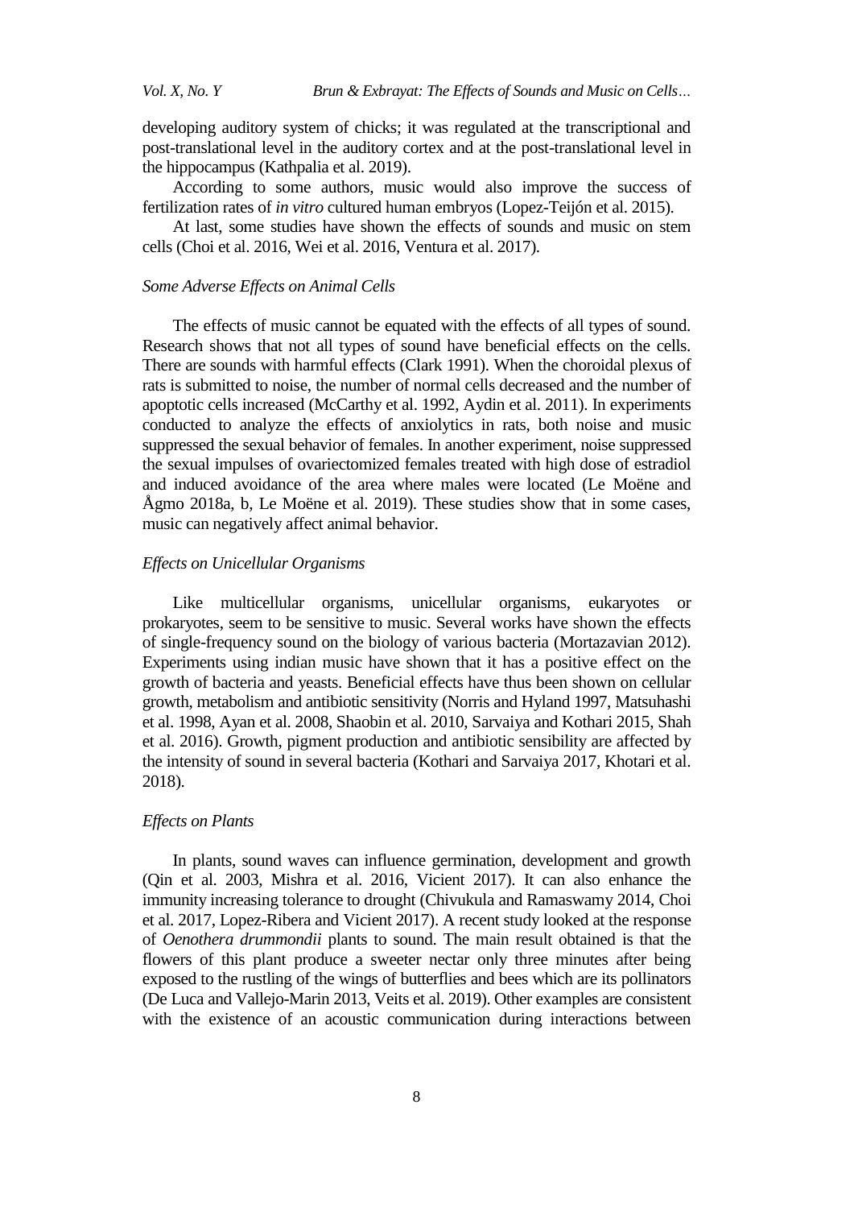developing auditory system of chicks; it was regulated at the transcriptional and post-translational level in the auditory cortex and at the post-translational level in the hippocampus (Kathpalia et al. 2019).

According to some authors, music would also improve the success of fertilization rates of *in vitro* cultured human embryos (Lopez-Teijón et al. 2015).

At last, some studies have shown the effects of sounds and music on stem cells (Choi et al. 2016, Wei et al. 2016, Ventura et al. 2017).

### *Some Adverse Effects on Animal Cells*

The effects of music cannot be equated with the effects of all types of sound. Research shows that not all types of sound have beneficial effects on the cells. There are sounds with harmful effects (Clark 1991). When the choroidal plexus of rats is submitted to noise, the number of normal cells decreased and the number of apoptotic cells increased (McCarthy et al. 1992, Aydin et al. 2011). In experiments conducted to analyze the effects of anxiolytics in rats, both noise and music suppressed the sexual behavior of females. In another experiment, noise suppressed the sexual impulses of ovariectomized females treated with high dose of estradiol and induced avoidance of the area where males were located (Le Moëne and Ågmo 2018a, b, Le Moëne et al. 2019). These studies show that in some cases, music can negatively affect animal behavior.

### *Effects on Unicellular Organisms*

Like multicellular organisms, unicellular organisms, eukaryotes or prokaryotes, seem to be sensitive to music. Several works have shown the effects of single-frequency sound on the biology of various bacteria (Mortazavian 2012). Experiments using indian music have shown that it has a positive effect on the growth of bacteria and yeasts. Beneficial effects have thus been shown on cellular growth, metabolism and antibiotic sensitivity (Norris and Hyland 1997, Matsuhashi et al. 1998, Ayan et al. 2008, Shaobin et al. 2010, Sarvaiya and Kothari 2015, Shah et al. 2016). Growth, pigment production and antibiotic sensibility are affected by the intensity of sound in several bacteria (Kothari and Sarvaiya 2017, Khotari et al. 2018).

### *Effects on Plants*

In plants, sound waves can influence germination, development and growth (Qin et al. 2003, Mishra et al. 2016, Vicient 2017). It can also enhance the immunity increasing tolerance to drought (Chivukula and Ramaswamy 2014, Choi et al. 2017, Lopez-Ribera and Vicient 2017). A recent study looked at the response of *Oenothera drummondii* plants to sound. The main result obtained is that the flowers of this plant produce a sweeter nectar only three minutes after being exposed to the rustling of the wings of butterflies and bees which are its pollinators (De Luca and Vallejo-Marin 2013, Veits et al. 2019). Other examples are consistent with the existence of an acoustic communication during interactions between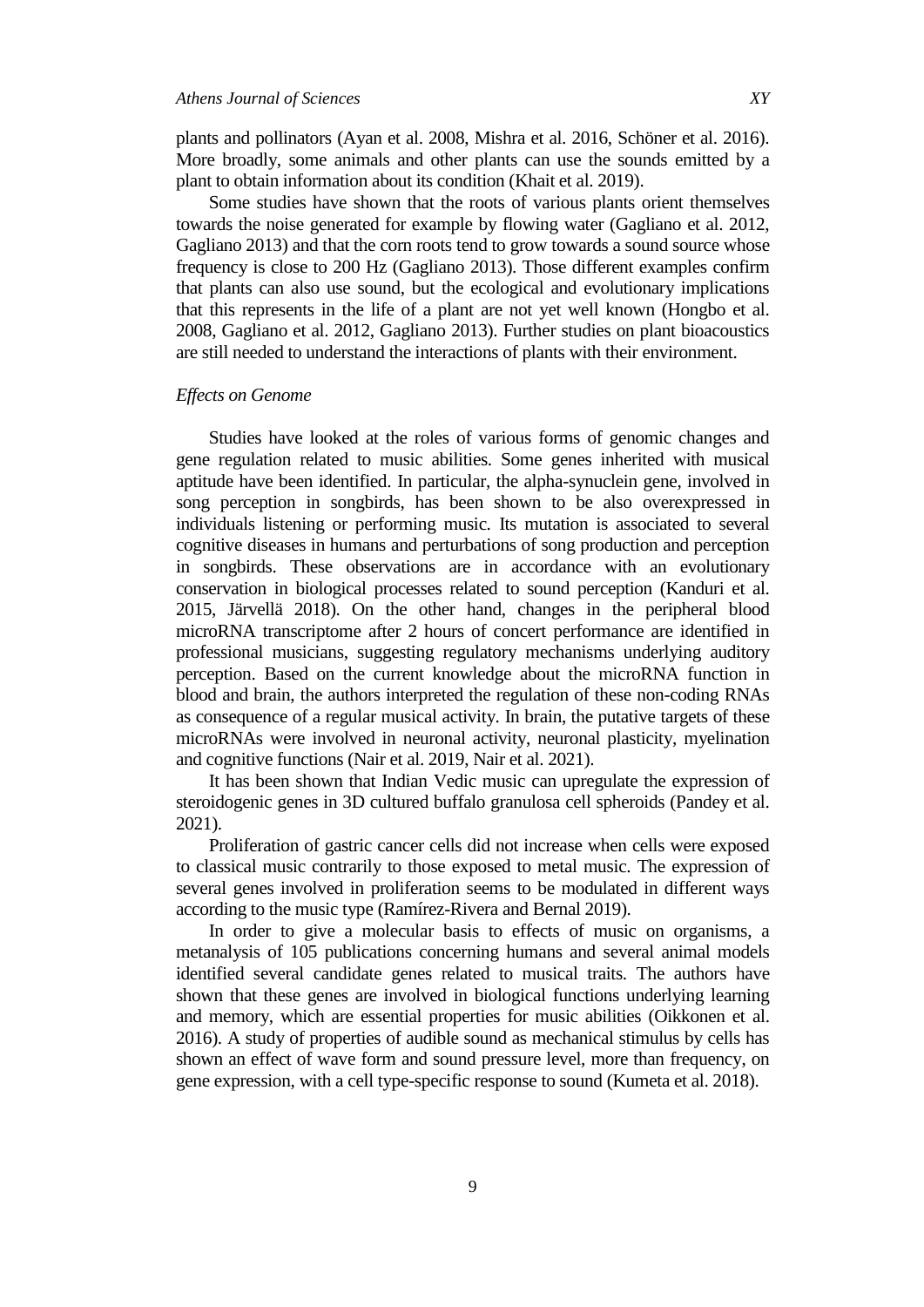plants and pollinators (Ayan et al. 2008, Mishra et al. 2016, Schöner et al. 2016). More broadly, some animals and other plants can use the sounds emitted by a plant to obtain information about its condition (Khait et al. 2019).

Some studies have shown that the roots of various plants orient themselves towards the noise generated for example by flowing water (Gagliano et al. 2012, Gagliano 2013) and that the corn roots tend to grow towards a sound source whose frequency is close to 200 Hz (Gagliano 2013). Those different examples confirm that plants can also use sound, but the ecological and evolutionary implications that this represents in the life of a plant are not yet well known (Hongbo et al. 2008, Gagliano et al. 2012, Gagliano 2013). Further studies on plant bioacoustics are still needed to understand the interactions of plants with their environment.

### *Effects on Genome*

Studies have looked at the roles of various forms of genomic changes and gene regulation related to music abilities. Some genes inherited with musical aptitude have been identified. In particular, the alpha-synuclein gene, involved in song perception in songbirds, has been shown to be also overexpressed in individuals listening or performing music. Its mutation is associated to several cognitive diseases in humans and perturbations of song production and perception in songbirds. These observations are in accordance with an evolutionary conservation in biological processes related to sound perception (Kanduri et al. 2015, Järvellä 2018). On the other hand, changes in the peripheral blood microRNA transcriptome after 2 hours of concert performance are identified in professional musicians, suggesting regulatory mechanisms underlying auditory perception. Based on the current knowledge about the microRNA function in blood and brain, the authors interpreted the regulation of these non-coding RNAs as consequence of a regular musical activity. In brain, the putative targets of these microRNAs were involved in neuronal activity, neuronal plasticity, myelination and cognitive functions (Nair et al. 2019, Nair et al. 2021).

It has been shown that Indian Vedic music can upregulate the expression of steroidogenic genes in 3D cultured buffalo granulosa cell spheroids (Pandey et al. 2021).

Proliferation of gastric cancer cells did not increase when cells were exposed to classical music contrarily to those exposed to metal music. The expression of several genes involved in proliferation seems to be modulated in different ways according to the music type (Ramírez-Rivera and Bernal 2019).

In order to give a molecular basis to effects of music on organisms, a metanalysis of 105 publications concerning humans and several animal models identified several candidate genes related to musical traits. The authors have shown that these genes are involved in biological functions underlying learning and memory, which are essential properties for music abilities (Oikkonen et al. 2016). A study of properties of audible sound as mechanical stimulus by cells has shown an effect of wave form and sound pressure level, more than frequency, on gene expression, with a cell type-specific response to sound (Kumeta et al. 2018).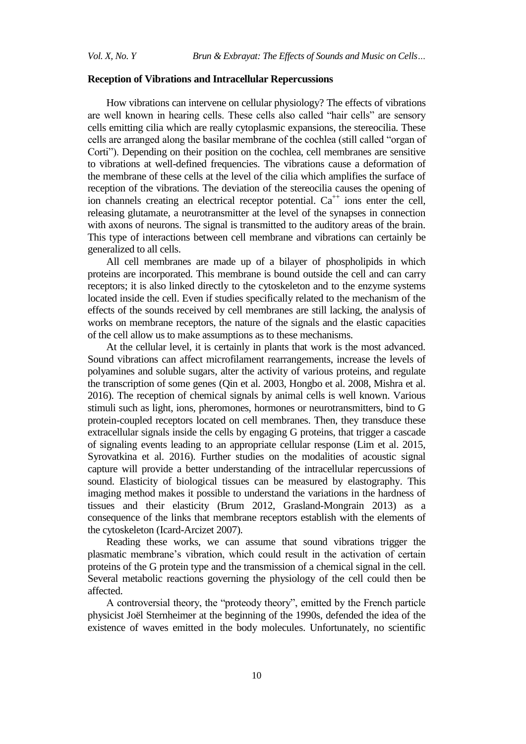**Reception of Vibrations and Intracellular Repercussions**

How vibrations can intervene on cellular physiology? The effects of vibrations are well known in hearing cells. These cells also called "hair cells" are sensory cells emitting cilia which are really cytoplasmic expansions, the stereocilia. These cells are arranged along the basilar membrane of the cochlea (still called "organ of Corti"). Depending on their position on the cochlea, cell membranes are sensitive to vibrations at well-defined frequencies. The vibrations cause a deformation of the membrane of these cells at the level of the cilia which amplifies the surface of reception of the vibrations. The deviation of the stereocilia causes the opening of ion channels creating an electrical receptor potential. $Ca^{++}$ ions enter the cell, releasing glutamate, a neurotransmitter at the level of the synapses in connection with axons of neurons. The signal is transmitted to the auditory areas of the brain. This type of interactions between cell membrane and vibrations can certainly be generalized to all cells.

All cell membranes are made up of a bilayer of phospholipids in which proteins are incorporated. This membrane is bound outside the cell and can carry receptors; it is also linked directly to the cytoskeleton and to the enzyme systems located inside the cell. Even if studies specifically related to the mechanism of the effects of the sounds received by cell membranes are still lacking, the analysis of works on membrane receptors, the nature of the signals and the elastic capacities of the cell allow us to make assumptions as to these mechanisms.

At the cellular level, it is certainly in plants that work is the most advanced. Sound vibrations can affect microfilament rearrangements, increase the levels of polyamines and soluble sugars, alter the activity of various proteins, and regulate the transcription of some genes (Qin et al. 2003, Hongbo et al. 2008, Mishra et al. 2016). The reception of chemical signals by animal cells is well known. Various stimuli such as light, ions, pheromones, hormones or neurotransmitters, bind to G protein-coupled receptors located on cell membranes. Then, they transduce these extracellular signals inside the cells by engaging G proteins, that trigger a cascade of signaling events leading to an appropriate cellular response (Lim et al. 2015, Syrovatkina et al. 2016). Further studies on the modalities of acoustic signal capture will provide a better understanding of the intracellular repercussions of sound. Elasticity of biological tissues can be measured by elastography. This imaging method makes it possible to understand the variations in the hardness of tissues and their elasticity (Brum 2012, Grasland-Mongrain 2013) as a consequence of the links that membrane receptors establish with the elements of the cytoskeleton (Icard-Arcizet 2007).

Reading these works, we can assume that sound vibrations trigger the plasmatic membrane's vibration, which could result in the activation of certain proteins of the G protein type and the transmission of a chemical signal in the cell. Several metabolic reactions governing the physiology of the cell could then be affected.

A controversial theory, the "proteody theory", emitted by the French particle physicist Joël Sternheimer at the beginning of the 1990s, defended the idea of the existence of waves emitted in the body molecules. Unfortunately, no scientific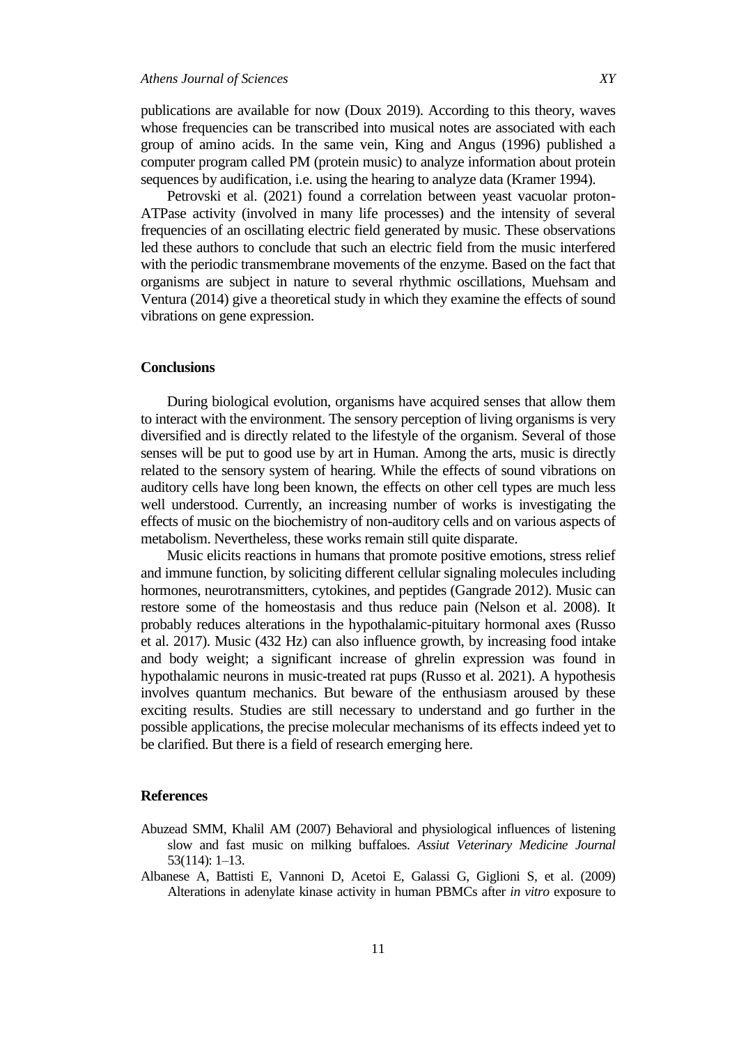publications are available for now (Doux 2019). According to this theory, waves whose frequencies can be transcribed into musical notes are associated with each group of amino acids. In the same vein, King and Angus (1996) published a computer program called PM (protein music) to analyze information about protein sequences by audification, i.e. using the hearing to analyze data (Kramer 1994).

Petrovski et al. (2021) found a correlation between yeast vacuolar proton-ATPase activity (involved in many life processes) and the intensity of several frequencies of an oscillating electric field generated by music. These observations led these authors to conclude that such an electric field from the music interfered with the periodic transmembrane movements of the enzyme. Based on the fact that organisms are subject in nature to several rhythmic oscillations, Muehsam and Ventura (2014) give a theoretical study in which they examine the effects of sound vibrations on gene expression.

## Conclusions

During biological evolution, organisms have acquired senses that allow them to interact with the environment. The sensory perception of living organisms is very diversified and is directly related to the lifestyle of the organism. Several of those senses will be put to good use by art in Human. Among the arts, music is directly related to the sensory system of hearing. While the effects of sound vibrations on auditory cells have long been known, the effects on other cell types are much less well understood. Currently, an increasing number of works is investigating the effects of music on the biochemistry of non-auditory cells and on various aspects of metabolism. Nevertheless, these works remain still quite disparate.

Music elicits reactions in humans that promote positive emotions, stress relief and immune function, by soliciting different cellular signaling molecules including hormones, neurotransmitters, cytokines, and peptides (Gangrade 2012). Music can restore some of the homeostasis and thus reduce pain (Nelson et al. 2008). It probably reduces alterations in the hypothalamic-pituitary hormonal axes (Russo et al. 2017). Music (432 Hz) can also influence growth, by increasing food intake and body weight; a significant increase of ghrelin expression was found in hypothalamic neurons in music-treated rat pups (Russo et al. 2021). A hypothesis involves quantum mechanics. But beware of the enthusiasm aroused by these exciting results. Studies are still necessary to understand and go further in the possible applications, the precise molecular mechanisms of its effects indeed yet to be clarified. But there is a field of research emerging here.

## References

Abuzead SMM, Khalil AM (2007) Behavioral and physiological influences of listening slow and fast music on milking buffaloes. *Assiut Veterinary Medicine Journal* 53(114): 1–13.

Albanese A, Battisti E, Vannoni D, Acetoi E, Galassi G, Giglioni S, et al. (2009) Alterations in adenylate kinase activity in human PBMCs after *in vitro* exposure to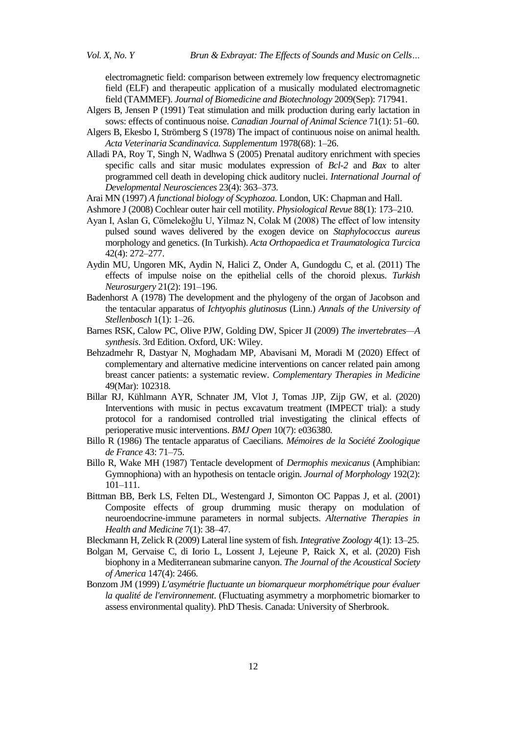electromagnetic field: comparison between extremely low frequency electromagnetic field (ELF) and therapeutic application of a musically modulated electromagnetic field (TAMMEF). *Journal of Biomedicine and Biotechnology* 2009(Sep): 717941.

Algers B, Jensen P (1991) Teat stimulation and milk production during early lactation in sows: effects of continuous noise. *Canadian Journal of Animal Science* 71(1): 51–60.

Algers B, Ekesbo I, Strömberg S (1978) The impact of continuous noise on animal health. *Acta Veterinaria Scandinavica. Supplementum* 1978(68): 1–26.

Alladi PA, Roy T, Singh N, Wadhwa S (2005) Prenatal auditory enrichment with species specific calls and sitar music modulates expression of *Bcl-2* and *Bax* to alter programmed cell death in developing chick auditory nuclei. *International Journal of Developmental Neurosciences* 23(4): 363–373.

Arai MN (1997) *A functional biology of Scyphozoa.* London, UK: Chapman and Hall.

Ashmore J (2008) Cochlear outer hair cell motility. *Physiological Revue* 88(1): 173–210.

Ayan I, Aslan G, Cömelekoğlu U, Yilmaz N, Colak M (2008) The effect of low intensity pulsed sound waves delivered by the exogen device on *Staphylococcus aureus* morphology and genetics. (In Turkish). *Acta Orthopaedica et Traumatologica Turcica* 42(4): 272–277.

Aydin MU, Ungoren MK, Aydin N, Halici Z, Onder A, Gundogdu C, et al. (2011) The effects of impulse noise on the epithelial cells of the choroid plexus. *Turkish Neurosurgery* 21(2): 191–196.

Badenhorst A (1978) The development and the phylogeny of the organ of Jacobson and the tentacular apparatus of *Ichtyophis glutinosus* (Linn.) *Annals of the University of Stellenbosch* 1(1): 1–26.

Barnes RSK, Calow PC, Olive PJW, Golding DW, Spicer JI (2009) *The invertebrates—A synthesis*. 3rd Edition. Oxford, UK: Wiley.

Behzadmehr R, Dastyar N, Moghadam MP, Abavisani M, Moradi M (2020) Effect of complementary and alternative medicine interventions on cancer related pain among breast cancer patients: a systematic review. *Complementary Therapies in Medicine* 49(Mar): 102318.

Billar RJ, Kühlmann AYR, Schnater JM, Vlot J, Tomas JJP, Zijp GW, et al. (2020) Interventions with music in pectus excavatum treatment (IMPECT trial): a study protocol for a randomised controlled trial investigating the clinical effects of perioperative music interventions. *BMJ Open* 10(7): e036380.

Billo R (1986) The tentacle apparatus of Caecilians. *Mémoires de la Société Zoologique de France* 43: 71–75.

Billo R, Wake MH (1987) Tentacle development of *Dermophis mexicanus* (Amphibian: Gymnophiona) with an hypothesis on tentacle origin. *Journal of Morphology* 192(2): 101–111.

Bittman BB, Berk LS, Felten DL, Westengard J, Simonton OC Pappas J, et al. (2001) Composite effects of group drumming music therapy on modulation of neuroendocrine-immune parameters in normal subjects. *Alternative Therapies in Health and Medicine* 7(1): 38–47.

Bleckmann H, Zelick R (2009) Lateral line system of fish. *Integrative Zoology* 4(1): 13–25.

Bolgan M, Gervaise C, di Iorio L, Lossent J, Lejeune P, Raick X, et al. (2020) Fish biophony in a Mediterranean submarine canyon. *The Journal of the Acoustical Society of America* 147(4): 2466.

Bonzom JM (1999) *L'asymétrie fluctuante un biomarqueur morphométrique pour évaluer la qualité de l'environnement*. (Fluctuating asymmetry a morphometric biomarker to assess environmental quality). PhD Thesis. Canada: University of Sherbrook.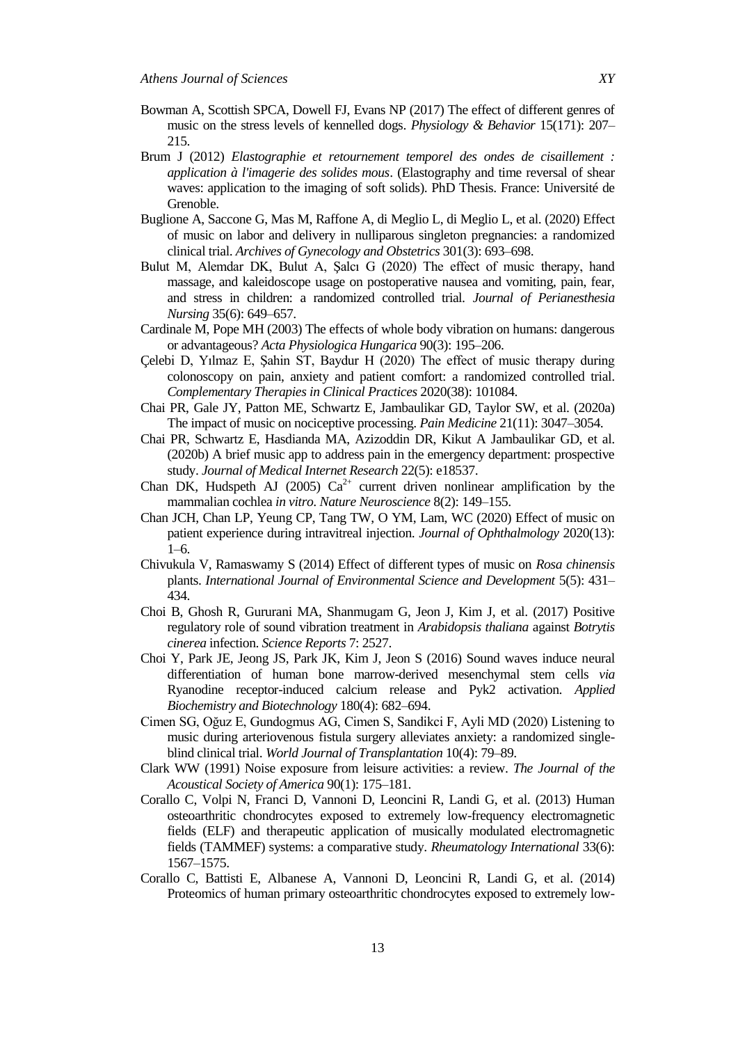Bowman A, Scottish SPCA, Dowell FJ, Evans NP (2017) The effect of different genres of music on the stress levels of kennelled dogs. *Physiology & Behavior* 15(171): 207–215.

Brum J (2012) *Elastographie et retournement temporel des ondes de cisaillement : application à l'imagerie des solides mous*. (Elastography and time reversal of shear waves: application to the imaging of soft solids). PhD Thesis. France: Université de Grenoble.

Buglione A, Saccone G, Mas M, Raffone A, di Meglio L, di Meglio L, et al. (2020) Effect of music on labor and delivery in nulliparous singleton pregnancies: a randomized clinical trial. *Archives of Gynecology and Obstetrics* 301(3): 693–698.

Bulut M, Alemdar DK, Bulut A, Şalcı G (2020) The effect of music therapy, hand massage, and kaleidoscope usage on postoperative nausea and vomiting, pain, fear, and stress in children: a randomized controlled trial. *Journal of Perianesthesia Nursing* 35(6): 649–657.

Cardinale M, Pope MH (2003) The effects of whole body vibration on humans: dangerous or advantageous? *Acta Physiologica Hungarica* 90(3): 195–206.

Çelebi D, Yılmaz E, Şahin ST, Baydur H (2020) The effect of music therapy during colonoscopy on pain, anxiety and patient comfort: a randomized controlled trial. *Complementary Therapies in Clinical Practices* 2020(38): 101084.

Chai PR, Gale JY, Patton ME, Schwartz E, Jambaulikar GD, Taylor SW, et al. (2020a) The impact of music on nociceptive processing. *Pain Medicine* 21(11): 3047–3054.

Chai PR, Schwartz E, Hasdianda MA, Azizoddin DR, Kikut A Jambaulikar GD, et al. (2020b) A brief music app to address pain in the emergency department: prospective study. *Journal of Medical Internet Research* 22(5): e18537.

Chan DK, Hudspeth AJ (2005) $Ca^{2+}$ current driven nonlinear amplification by the mammalian cochlea *in vitro*. *Nature Neuroscience* 8(2): 149–155.

Chan JCH, Chan LP, Yeung CP, Tang TW, O YM, Lam, WC (2020) Effect of music on patient experience during intravitreal injection. *Journal of Ophthalmology* 2020(13): 1–6.

Chivukula V, Ramaswamy S (2014) Effect of different types of music on *Rosa chinensis* plants. *International Journal of Environmental Science and Development* 5(5): 431–434.

Choi B, Ghosh R, Gururani MA, Shanmugam G, Jeon J, Kim J, et al. (2017) Positive regulatory role of sound vibration treatment in *Arabidopsis thaliana* against *Botrytis cinerea* infection. *Science Reports* 7: 2527.

Choi Y, Park JE, Jeong JS, Park JK, Kim J, Jeon S (2016) Sound waves induce neural differentiation of human bone marrow-derived mesenchymal stem cells *via* Ryanodine receptor-induced calcium release and Pyk2 activation. *Applied Biochemistry and Biotechnology* 180(4): 682–694.

Cimen SG, Oğuz E, Gundogmus AG, Cimen S, Sandikci F, Ayli MD (2020) Listening to music during arteriovenous fistula surgery alleviates anxiety: a randomized single-blind clinical trial. *World Journal of Transplantation* 10(4): 79–89.

Clark WW (1991) Noise exposure from leisure activities: a review. *The Journal of the Acoustical Society of America* 90(1): 175–181.

Corallo C, Volpi N, Franci D, Vannoni D, Leoncini R, Landi G, et al. (2013) Human osteoarthritic chondrocytes exposed to extremely low-frequency electromagnetic fields (ELF) and therapeutic application of musically modulated electromagnetic fields (TAMMEF) systems: a comparative study. *Rheumatology International* 33(6): 1567–1575.

Corallo C, Battisti E, Albanese A, Vannoni D, Leoncini R, Landi G, et al. (2014) Proteomics of human primary osteoarthritic chondrocytes exposed to extremely low-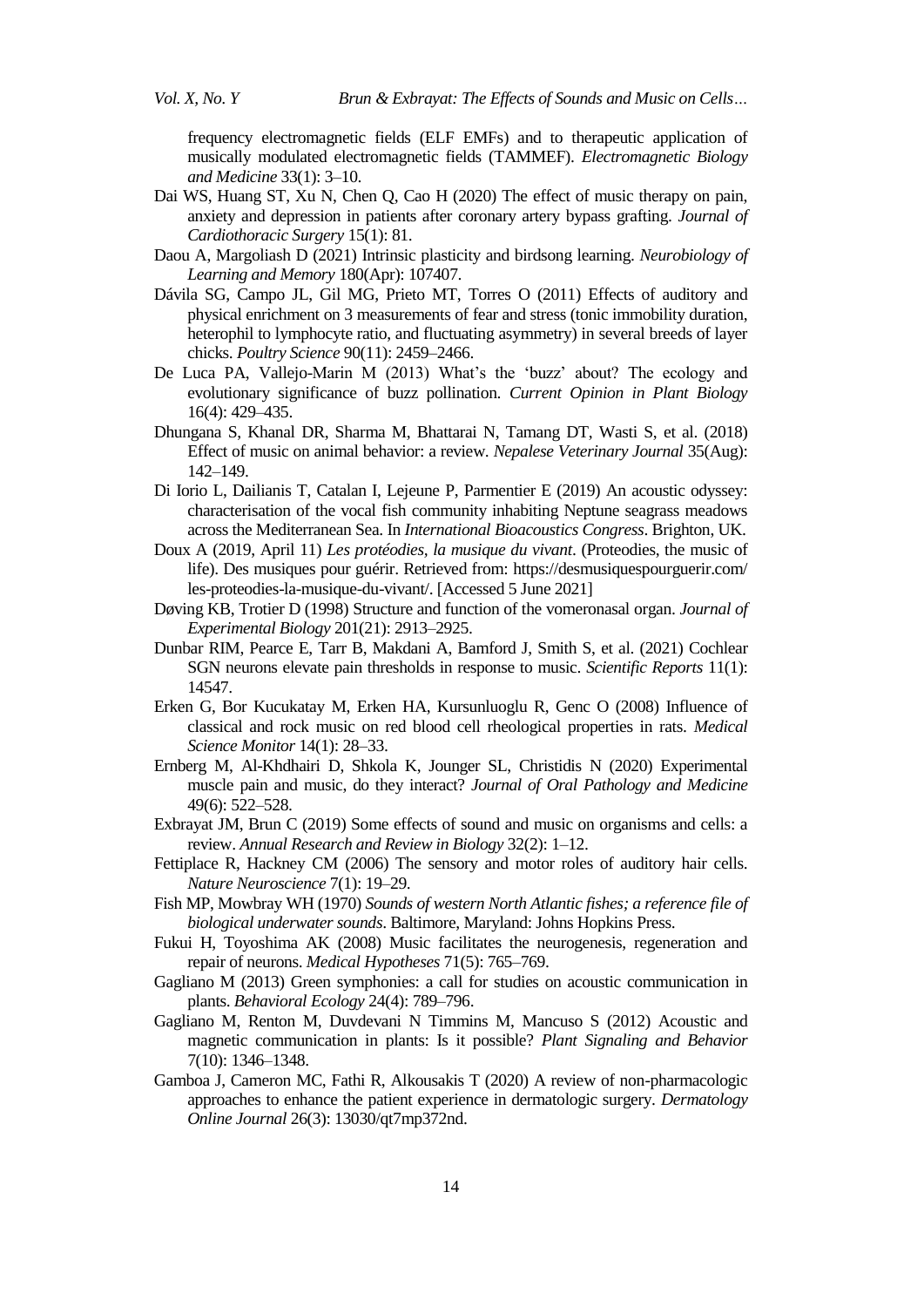frequency electromagnetic fields (ELF EMFs) and to therapeutic application of musically modulated electromagnetic fields (TAMMEF). *Electromagnetic Biology and Medicine* 33(1): 3–10.

Dai WS, Huang ST, Xu N, Chen Q, Cao H (2020) The effect of music therapy on pain, anxiety and depression in patients after coronary artery bypass grafting. *Journal of Cardiothoracic Surgery* 15(1): 81.

Daou A, Margoliash D (2021) Intrinsic plasticity and birdsong learning. *Neurobiology of Learning and Memory* 180(Apr): 107407.

Dávila SG, Campo JL, Gil MG, Prieto MT, Torres O (2011) Effects of auditory and physical enrichment on 3 measurements of fear and stress (tonic immobility duration, heterophil to lymphocyte ratio, and fluctuating asymmetry) in several breeds of layer chicks. *Poultry Science* 90(11): 2459–2466.

De Luca PA, Vallejo-Marin M (2013) What's the 'buzz' about? The ecology and evolutionary significance of buzz pollination. *Current Opinion in Plant Biology* 16(4): 429–435.

Dhungana S, Khanal DR, Sharma M, Bhattarai N, Tamang DT, Wasti S, et al. (2018) Effect of music on animal behavior: a review. *Nepalese Veterinary Journal* 35(Aug): 142–149.

Di Iorio L, Dailianis T, Catalan I, Lejeune P, Parmentier E (2019) An acoustic odyssey: characterisation of the vocal fish community inhabiting Neptune seagrass meadows across the Mediterranean Sea. In *International Bioacoustics Congress*. Brighton, UK.

Doux A (2019, April 11) *Les protéodies, la musique du vivant*. (Proteodies, the music of life). Des musiques pour guérir. Retrieved from: https://desmusiquespourguerir.com/les-proteodies-la-musique-du-vivant/. [Accessed 5 June 2021]

Døving KB, Trotier D (1998) Structure and function of the vomeronasal organ. *Journal of Experimental Biology* 201(21): 2913–2925.

Dunbar RIM, Pearce E, Tarr B, Makdani A, Bamford J, Smith S, et al. (2021) Cochlear SGN neurons elevate pain thresholds in response to music. *Scientific Reports* 11(1): 14547.

Erken G, Bor Kucukatay M, Erken HA, Kursunluoglu R, Genc O (2008) Influence of classical and rock music on red blood cell rheological properties in rats. *Medical Science Monitor* 14(1): 28–33.

Ernberg M, Al-Khdhairi D, Shkola K, Jounger SL, Christidis N (2020) Experimental muscle pain and music, do they interact? *Journal of Oral Pathology and Medicine* 49(6): 522–528.

Exbrayat JM, Brun C (2019) Some effects of sound and music on organisms and cells: a review. *Annual Research and Review in Biology* 32(2): 1–12.

Fettiplace R, Hackney CM (2006) The sensory and motor roles of auditory hair cells. *Nature Neuroscience* 7(1): 19–29.

Fish MP, Mowbray WH (1970) *Sounds of western North Atlantic fishes; a reference file of biological underwater sounds*. Baltimore, Maryland: Johns Hopkins Press.

Fukui H, Toyoshima AK (2008) Music facilitates the neurogenesis, regeneration and repair of neurons. *Medical Hypotheses* 71(5): 765–769.

Gagliano M (2013) Green symphonies: a call for studies on acoustic communication in plants. *Behavioral Ecology* 24(4): 789–796.

Gagliano M, Renton M, Duvdevani N Timmins M, Mancuso S (2012) Acoustic and magnetic communication in plants: Is it possible? *Plant Signaling and Behavior* 7(10): 1346–1348.

Gamboa J, Cameron MC, Fathi R, Alkousakis T (2020) A review of non-pharmacologic approaches to enhance the patient experience in dermatologic surgery. *Dermatology Online Journal* 26(3): 13030/qt7mp372nd.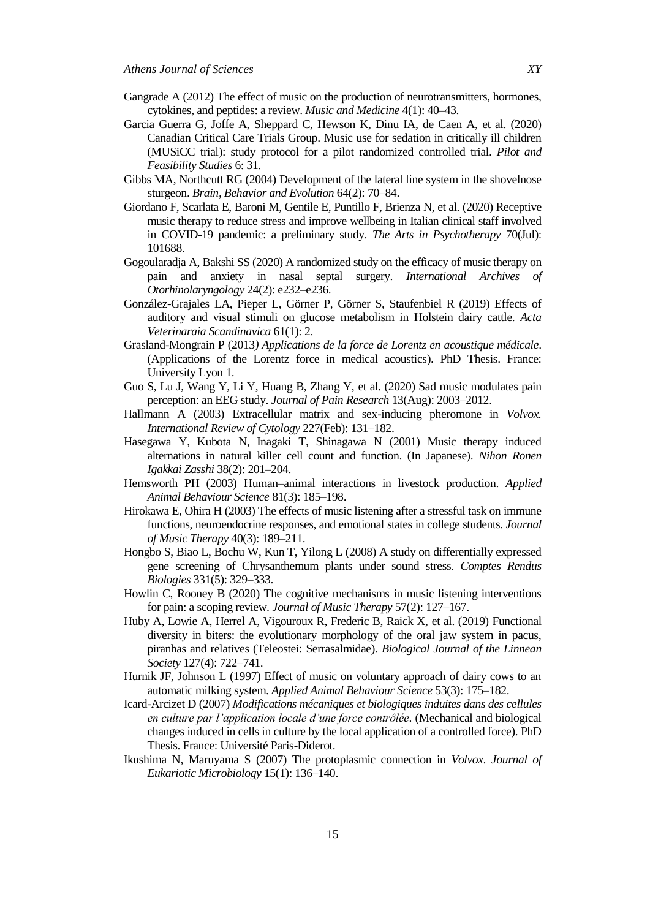Gangrade A (2012) The effect of music on the production of neurotransmitters, hormones, cytokines, and peptides: a review. *Music and Medicine* 4(1): 40–43.

Garcia Guerra G, Joffe A, Sheppard C, Hewson K, Dinu IA, de Caen A, et al. (2020) Canadian Critical Care Trials Group. Music use for sedation in critically ill children (MUSiCC trial): study protocol for a pilot randomized controlled trial. *Pilot and Feasibility Studies* 6: 31.

Gibbs MA, Northcutt RG (2004) Development of the lateral line system in the shovelnose sturgeon. *Brain, Behavior and Evolution* 64(2): 70–84.

Giordano F, Scarlata E, Baroni M, Gentile E, Puntillo F, Brienza N, et al. (2020) Receptive music therapy to reduce stress and improve wellbeing in Italian clinical staff involved in COVID-19 pandemic: a preliminary study. *The Arts in Psychotherapy* 70(Jul): 101688.

Gogoularadja A, Bakshi SS (2020) A randomized study on the efficacy of music therapy on pain and anxiety in nasal septal surgery. *International Archives of Otorhinolaryngology* 24(2): e232–e236.

González-Grajales LA, Pieper L, Görner P, Görner S, Staufenbiel R (2019) Effects of auditory and visual stimuli on glucose metabolism in Holstein dairy cattle. *Acta Veterinaraia Scandinavica* 61(1): 2.

Grasland-Mongrain P (2013*) Applications de la force de Lorentz en acoustique médicale*. (Applications of the Lorentz force in medical acoustics). PhD Thesis. France: University Lyon 1.

Guo S, Lu J, Wang Y, Li Y, Huang B, Zhang Y, et al. (2020) Sad music modulates pain perception: an EEG study. *Journal of Pain Research* 13(Aug): 2003–2012.

Hallmann A (2003) Extracellular matrix and sex-inducing pheromone in *Volvox. International Review of Cytology* 227(Feb): 131–182.

Hasegawa Y, Kubota N, Inagaki T, Shinagawa N (2001) Music therapy induced alternations in natural killer cell count and function. (In Japanese). *Nihon Ronen Igakkai Zasshi* 38(2): 201–204.

Hemsworth PH (2003) Human–animal interactions in livestock production. *Applied Animal Behaviour Science* 81(3): 185–198.

Hirokawa E, Ohira H (2003) The effects of music listening after a stressful task on immune functions, neuroendocrine responses, and emotional states in college students. *Journal of Music Therapy* 40(3): 189–211.

Hongbo S, Biao L, Bochu W, Kun T, Yilong L (2008) A study on differentially expressed gene screening of Chrysanthemum plants under sound stress. *Comptes Rendus Biologies* 331(5): 329–333.

Howlin C, Rooney B (2020) The cognitive mechanisms in music listening interventions for pain: a scoping review. *Journal of Music Therapy* 57(2): 127–167.

Huby A, Lowie A, Herrel A, Vigouroux R, Frederic B, Raick X, et al. (2019) Functional diversity in biters: the evolutionary morphology of the oral jaw system in pacus, piranhas and relatives (Teleostei: Serrasalmidae). *Biological Journal of the Linnean Society* 127(4): 722–741.

Hurnik JF, Johnson L (1997) Effect of music on voluntary approach of dairy cows to an automatic milking system. *Applied Animal Behaviour Science* 53(3): 175–182.

Icard-Arcizet D (2007) *Modifications mécaniques et biologiques induites dans des cellules en culture par l'application locale d'une force contrôlée*. (Mechanical and biological changes induced in cells in culture by the local application of a controlled force). PhD Thesis. France: Université Paris-Diderot.

Ikushima N, Maruyama S (2007) The protoplasmic connection in *Volvox. Journal of Eukariotic Microbiology* 15(1): 136–140.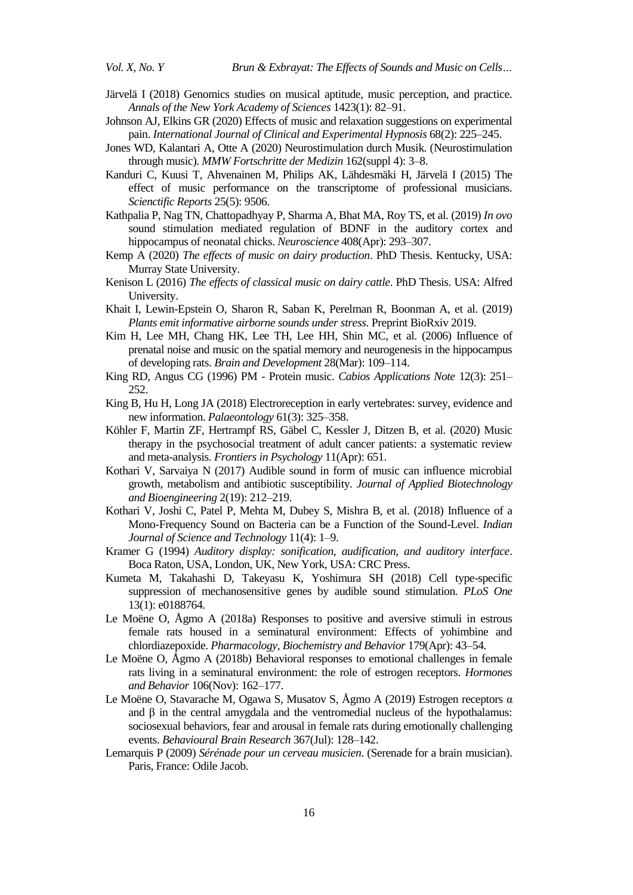Järvelä I (2018) Genomics studies on musical aptitude, music perception, and practice. *Annals of the New York Academy of Sciences* 1423(1): 82–91.

Johnson AJ, Elkins GR (2020) Effects of music and relaxation suggestions on experimental pain. *International Journal of Clinical and Experimental Hypnosis* 68(2): 225–245.

Jones WD, Kalantari A, Otte A (2020) Neurostimulation durch Musik. (Neurostimulation through music). *MMW Fortschritte der Medizin* 162(suppl 4): 3–8.

Kanduri C, Kuusi T, Ahvenainen M, Philips AK, Lähdesmäki H, Järvelä I (2015) The effect of music performance on the transcriptome of professional musicians. *Scienctific Reports* 25(5): 9506.

Kathpalia P, Nag TN, Chattopadhyay P, Sharma A, Bhat MA, Roy TS, et al. (2019) *In ovo* sound stimulation mediated regulation of BDNF in the auditory cortex and hippocampus of neonatal chicks. *Neuroscience* 408(Apr): 293–307.

Kemp A (2020) *The effects of music on dairy production*. PhD Thesis. Kentucky, USA: Murray State University.

Kenison L (2016) *The effects of classical music on dairy cattle*. PhD Thesis. USA: Alfred University.

Khait I, Lewin-Epstein O, Sharon R, Saban K, Perelman R, Boonman A, et al. (2019) *Plants emit informative airborne sounds under stress*. Preprint BioRxiv 2019.

Kim H, Lee MH, Chang HK, Lee TH, Lee HH, Shin MC, et al. (2006) Influence of prenatal noise and music on the spatial memory and neurogenesis in the hippocampus of developing rats. *Brain and Development* 28(Mar): 109–114.

King RD, Angus CG (1996) PM - Protein music. *Cabios Applications Note* 12(3): 251–252.

King B, Hu H, Long JA (2018) Electroreception in early vertebrates: survey, evidence and new information. *Palaeontology* 61(3): 325–358.

Köhler F, Martin ZF, Hertrampf RS, Gäbel C, Kessler J, Ditzen B, et al. (2020) Music therapy in the psychosocial treatment of adult cancer patients: a systematic review and meta-analysis. *Frontiers in Psychology* 11(Apr): 651.

Kothari V, Sarvaiya N (2017) Audible sound in form of music can influence microbial growth, metabolism and antibiotic susceptibility. *Journal of Applied Biotechnology and Bioengineering* 2(19): 212–219.

Kothari V, Joshi C, Patel P, Mehta M, Dubey S, Mishra B, et al. (2018) Influence of a Mono-Frequency Sound on Bacteria can be a Function of the Sound-Level. *Indian Journal of Science and Technology* 11(4): 1–9.

Kramer G (1994) *Auditory display: sonification, audification, and auditory interface*. Boca Raton, USA, London, UK, New York, USA: CRC Press.

Kumeta M, Takahashi D, Takeyasu K, Yoshimura SH (2018) Cell type-specific suppression of mechanosensitive genes by audible sound stimulation. *PLoS One* 13(1): e0188764.

Le Moëne O, Ågmo A (2018a) Responses to positive and aversive stimuli in estrous female rats housed in a seminatural environment: Effects of yohimbine and chlordiazepoxide. *Pharmacology, Biochemistry and Behavior* 179(Apr): 43–54.

Le Moëne O, Ågmo A (2018b) Behavioral responses to emotional challenges in female rats living in a seminatural environment: the role of estrogen receptors. *Hormones and Behavior* 106(Nov): 162–177.

Le Moëne O, Stavarache M, Ogawa S, Musatov S, Ågmo A (2019) Estrogen receptors α and β in the central amygdala and the ventromedial nucleus of the hypothalamus: sociosexual behaviors, fear and arousal in female rats during emotionally challenging events. *Behavioural Brain Research* 367(Jul): 128–142.

Lemarquis P (2009) *Sérénade pour un cerveau musicien*. (Serenade for a brain musician). Paris, France: Odile Jacob.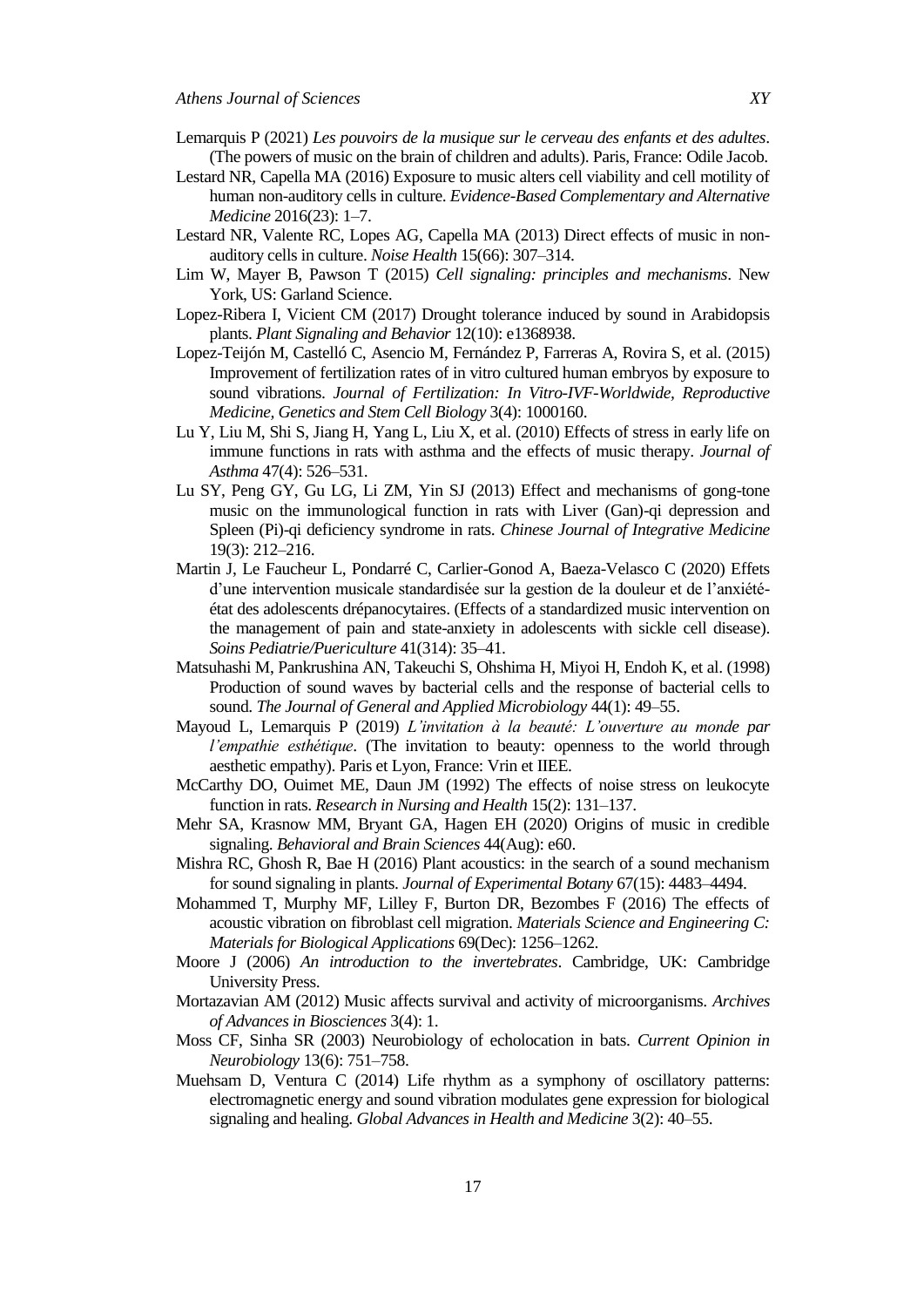Lemarquis P (2021) *Les pouvoirs de la musique sur le cerveau des enfants et des adultes*. (The powers of music on the brain of children and adults). Paris, France: Odile Jacob.

Lestard NR, Capella MA (2016) Exposure to music alters cell viability and cell motility of human non-auditory cells in culture. *Evidence-Based Complementary and Alternative Medicine* 2016(23): 1–7.

Lestard NR, Valente RC, Lopes AG, Capella MA (2013) Direct effects of music in non-auditory cells in culture. *Noise Health* 15(66): 307–314.

Lim W, Mayer B, Pawson T (2015) *Cell signaling: principles and mechanisms*. New York, US: Garland Science.

Lopez-Ribera I, Vicient CM (2017) Drought tolerance induced by sound in Arabidopsis plants. *Plant Signaling and Behavior* 12(10): e1368938.

Lopez-Teijón M, Castelló C, Asencio M, Fernández P, Farreras A, Rovira S, et al. (2015) Improvement of fertilization rates of in vitro cultured human embryos by exposure to sound vibrations. *Journal of Fertilization: In Vitro-IVF-Worldwide, Reproductive Medicine, Genetics and Stem Cell Biology* 3(4): 1000160.

Lu Y, Liu M, Shi S, Jiang H, Yang L, Liu X, et al. (2010) Effects of stress in early life on immune functions in rats with asthma and the effects of music therapy. *Journal of Asthma* 47(4): 526–531.

Lu SY, Peng GY, Gu LG, Li ZM, Yin SJ (2013) Effect and mechanisms of gong-tone music on the immunological function in rats with Liver (Gan)-qi depression and Spleen (Pi)-qi deficiency syndrome in rats. *Chinese Journal of Integrative Medicine* 19(3): 212–216.

Martin J, Le Faucheur L, Pondarré C, Carlier-Gonod A, Baeza-Velasco C (2020) Effets d'une intervention musicale standardisée sur la gestion de la douleur et de l'anxiété-état des adolescents drépanocytaires. (Effects of a standardized music intervention on the management of pain and state-anxiety in adolescents with sickle cell disease). *Soins Pediatrie/Puericulture* 41(314): 35–41.

Matsuhashi M, Pankrushina AN, Takeuchi S, Ohshima H, Miyoi H, Endoh K, et al. (1998) Production of sound waves by bacterial cells and the response of bacterial cells to sound. *The Journal of General and Applied Microbiology* 44(1): 49–55.

Mayoud L, Lemarquis P (2019) *L'invitation à la beauté: L'ouverture au monde par l'empathie esthétique*. (The invitation to beauty: openness to the world through aesthetic empathy). Paris et Lyon, France: Vrin et IIEE.

McCarthy DO, Ouimet ME, Daun JM (1992) The effects of noise stress on leukocyte function in rats. *Research in Nursing and Health* 15(2): 131–137.

Mehr SA, Krasnow MM, Bryant GA, Hagen EH (2020) Origins of music in credible signaling. *Behavioral and Brain Sciences* 44(Aug): e60.

Mishra RC, Ghosh R, Bae H (2016) Plant acoustics: in the search of a sound mechanism for sound signaling in plants. *Journal of Experimental Botany* 67(15): 4483–4494.

Mohammed T, Murphy MF, Lilley F, Burton DR, Bezombes F (2016) The effects of acoustic vibration on fibroblast cell migration. *Materials Science and Engineering C: Materials for Biological Applications* 69(Dec): 1256–1262.

Moore J (2006) *An introduction to the invertebrates*. Cambridge, UK: Cambridge University Press.

Mortazavian AM (2012) Music affects survival and activity of microorganisms. *Archives of Advances in Biosciences* 3(4): 1.

Moss CF, Sinha SR (2003) Neurobiology of echolocation in bats. *Current Opinion in Neurobiology* 13(6): 751–758.

Muehsam D, Ventura C (2014) Life rhythm as a symphony of oscillatory patterns: electromagnetic energy and sound vibration modulates gene expression for biological signaling and healing. *Global Advances in Health and Medicine* 3(2): 40–55.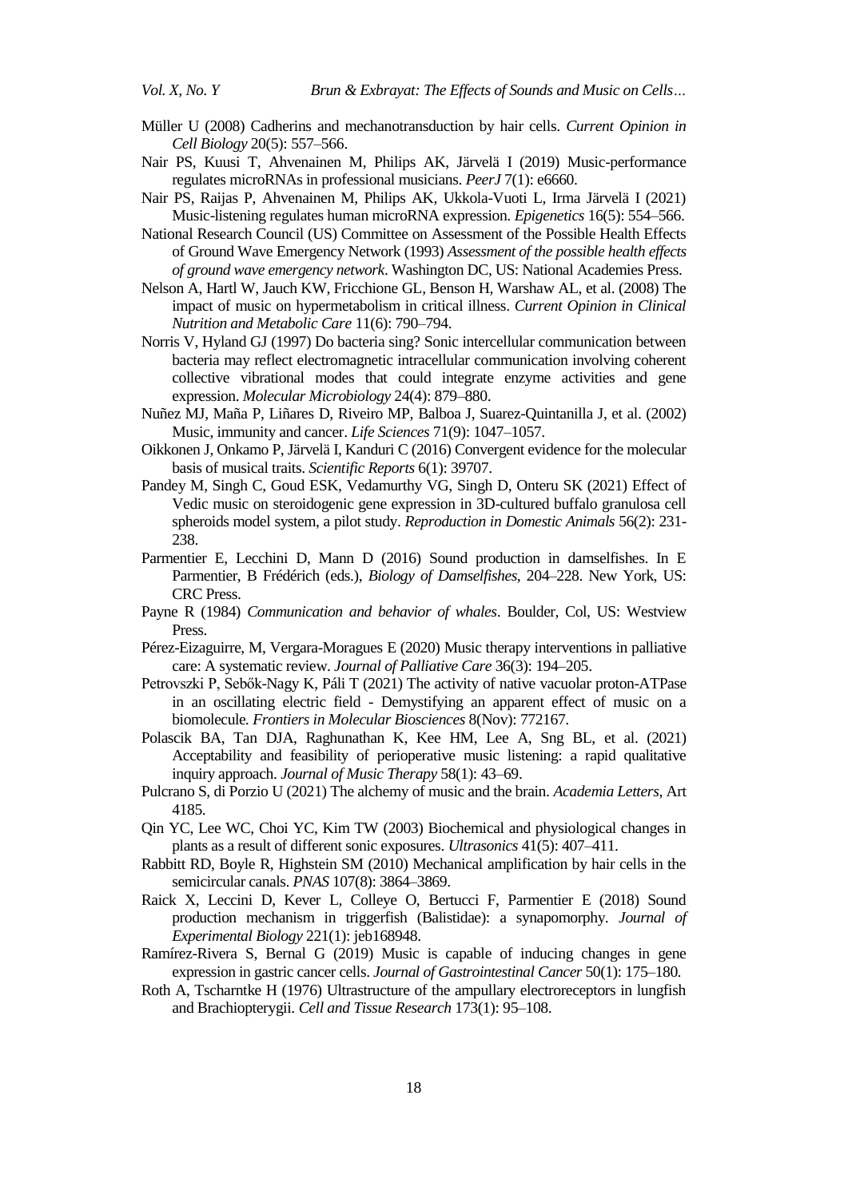Müller U (2008) Cadherins and mechanotransduction by hair cells. *Current Opinion in Cell Biology* 20(5): 557–566.

Nair PS, Kuusi T, Ahvenainen M, Philips AK, Järvelä I (2019) Music-performance regulates microRNAs in professional musicians. *PeerJ* 7(1): e6660.

Nair PS, Raijas P, Ahvenainen M, Philips AK, Ukkola-Vuoti L, Irma Järvelä I (2021) Music-listening regulates human microRNA expression. *Epigenetics* 16(5): 554–566.

National Research Council (US) Committee on Assessment of the Possible Health Effects of Ground Wave Emergency Network (1993) *Assessment of the possible health effects of ground wave emergency network*. Washington DC, US: National Academies Press.

Nelson A, Hartl W, Jauch KW, Fricchione GL, Benson H, Warshaw AL, et al. (2008) The impact of music on hypermetabolism in critical illness. *Current Opinion in Clinical Nutrition and Metabolic Care* 11(6): 790–794.

Norris V, Hyland GJ (1997) Do bacteria sing? Sonic intercellular communication between bacteria may reflect electromagnetic intracellular communication involving coherent collective vibrational modes that could integrate enzyme activities and gene expression. *Molecular Microbiology* 24(4): 879–880.

Nuñez MJ, Maña P, Liñares D, Riveiro MP, Balboa J, Suarez-Quintanilla J, et al. (2002) Music, immunity and cancer. *Life Sciences* 71(9): 1047–1057.

Oikkonen J, Onkamo P, Järvelä I, Kanduri C (2016) Convergent evidence for the molecular basis of musical traits. *Scientific Reports* 6(1): 39707.

Pandey M, Singh C, Goud ESK, Vedamurthy VG, Singh D, Onteru SK (2021) Effect of Vedic music on steroidogenic gene expression in 3D-cultured buffalo granulosa cell spheroids model system, a pilot study. *Reproduction in Domestic Animals* 56(2): 231-238.

Parmentier E, Lecchini D, Mann D (2016) Sound production in damselfishes. In E Parmentier, B Frédérich (eds.), *Biology of Damselfishes*, 204–228. New York, US: CRC Press.

Payne R (1984) *Communication and behavior of whales*. Boulder, Col, US: Westview Press.

Pérez-Eizaguirre, M, Vergara-Moragues E (2020) Music therapy interventions in palliative care: A systematic review. *Journal of Palliative Care* 36(3): 194–205.

Petrovszki P, Sebők-Nagy K, Páli T (2021) The activity of native vacuolar proton-ATPase in an oscillating electric field - Demystifying an apparent effect of music on a biomolecule. *Frontiers in Molecular Biosciences* 8(Nov): 772167.

Polascik BA, Tan DJA, Raghunathan K, Kee HM, Lee A, Sng BL, et al. (2021) Acceptability and feasibility of perioperative music listening: a rapid qualitative inquiry approach. *Journal of Music Therapy* 58(1): 43–69.

Pulcrano S, di Porzio U (2021) The alchemy of music and the brain. *Academia Letters*, Art 4185.

Qin YC, Lee WC, Choi YC, Kim TW (2003) Biochemical and physiological changes in plants as a result of different sonic exposures. *Ultrasonics* 41(5): 407–411.

Rabbitt RD, Boyle R, Highstein SM (2010) Mechanical amplification by hair cells in the semicircular canals. *PNAS* 107(8): 3864–3869.

Raick X, Leccini D, Kever L, Colleye O, Bertucci F, Parmentier E (2018) Sound production mechanism in triggerfish (Balistidae): a synapomorphy. *Journal of Experimental Biology* 221(1): jeb168948.

Ramírez-Rivera S, Bernal G (2019) Music is capable of inducing changes in gene expression in gastric cancer cells. *Journal of Gastrointestinal Cancer* 50(1): 175–180.

Roth A, Tscharntke H (1976) Ultrastructure of the ampullary electroreceptors in lungfish and Brachiopterygii. *Cell and Tissue Research* 173(1): 95–108.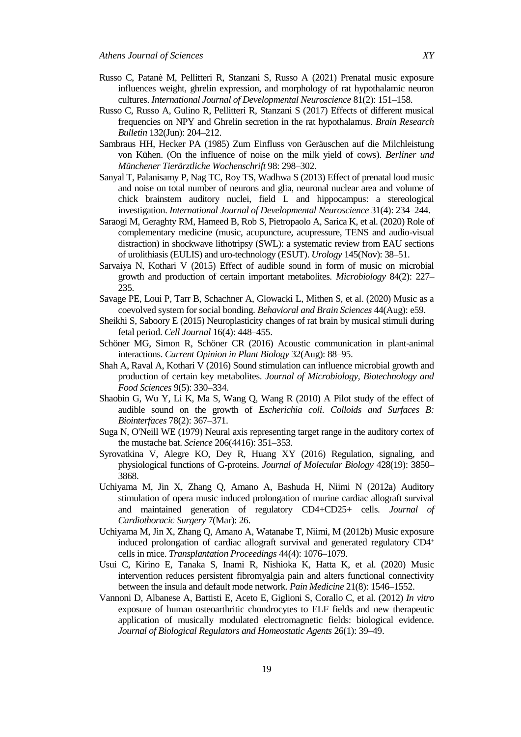Russo C, Patanè M, Pellitteri R, Stanzani S, Russo A (2021) Prenatal music exposure influences weight, ghrelin expression, and morphology of rat hypothalamic neuron cultures. *International Journal of Developmental Neuroscience* 81(2): 151–158.

Russo C, Russo A, Gulino R, Pellitteri R, Stanzani S (2017) Effects of different musical frequencies on NPY and Ghrelin secretion in the rat hypothalamus. *Brain Research Bulletin* 132(Jun): 204–212.

Sambraus HH, Hecker PA (1985) Zum Einfluss von Geräuschen auf die Milchleistung von Kühen. (On the influence of noise on the milk yield of cows). *Berliner und Münchener Tierärztliche Wochenschrift* 98: 298–302.

Sanyal T, Palanisamy P, Nag TC, Roy TS, Wadhwa S (2013) Effect of prenatal loud music and noise on total number of neurons and glia, neuronal nuclear area and volume of chick brainstem auditory nuclei, field L and hippocampus: a stereological investigation. *International Journal of Developmental Neuroscience* 31(4): 234–244.

Saraogi M, Geraghty RM, Hameed B, Rob S, Pietropaolo A, Sarica K, et al. (2020) Role of complementary medicine (music, acupuncture, acupressure, TENS and audio-visual distraction) in shockwave lithotripsy (SWL): a systematic review from EAU sections of urolithiasis (EULIS) and uro-technology (ESUT). *Urology* 145(Nov): 38–51.

Sarvaiya N, Kothari V (2015) Effect of audible sound in form of music on microbial growth and production of certain important metabolites. *Microbiology* 84(2): 227–235.

Savage PE, Loui P, Tarr B, Schachner A, Glowacki L, Mithen S, et al. (2020) Music as a coevolved system for social bonding. *Behavioral and Brain Sciences* 44(Aug): e59.

Sheikhi S, Saboory E (2015) Neuroplasticity changes of rat brain by musical stimuli during fetal period. *Cell Journal* 16(4): 448–455.

Schöner MG, Simon R, Schöner CR (2016) Acoustic communication in plant-animal interactions. *Current Opinion in Plant Biology* 32(Aug): 88–95.

Shah A, Raval A, Kothari V (2016) Sound stimulation can influence microbial growth and production of certain key metabolites. *Journal of Microbiology, Biotechnology and Food Sciences* 9(5): 330–334.

Shaobin G, Wu Y, Li K, Ma S, Wang Q, Wang R (2010) A Pilot study of the effect of audible sound on the growth of *Escherichia coli*. *Colloids and Surfaces B: Biointerfaces* 78(2): 367–371.

Suga N, O'Neill WE (1979) Neural axis representing target range in the auditory cortex of the mustache bat. *Science* 206(4416): 351–353.

Syrovatkina V, Alegre KO, Dey R, Huang XY (2016) Regulation, signaling, and physiological functions of G-proteins. *Journal of Molecular Biology* 428(19): 3850–3868.

Uchiyama M, Jin X, Zhang Q, Amano A, Bashuda H, Niimi N (2012a) Auditory stimulation of opera music induced prolongation of murine cardiac allograft survival and maintained generation of regulatory CD4+CD25+ cells. *Journal of Cardiothoracic Surgery* 7(Mar): 26.

Uchiyama M, Jin X, Zhang Q, Amano A, Watanabe T, Niimi, M (2012b) Music exposure induced prolongation of cardiac allograft survival and generated regulatory CD4+ cells in mice. *Transplantation Proceedings* 44(4): 1076–1079.

Usui C, Kirino E, Tanaka S, Inami R, Nishioka K, Hatta K, et al. (2020) Music intervention reduces persistent fibromyalgia pain and alters functional connectivity between the insula and default mode network. *Pain Medicine* 21(8): 1546–1552.

Vannoni D, Albanese A, Battisti E, Aceto E, Giglioni S, Corallo C, et al. (2012) *In vitro* exposure of human osteoarthritic chondrocytes to ELF fields and new therapeutic application of musically modulated electromagnetic fields: biological evidence. *Journal of Biological Regulators and Homeostatic Agents* 26(1): 39–49.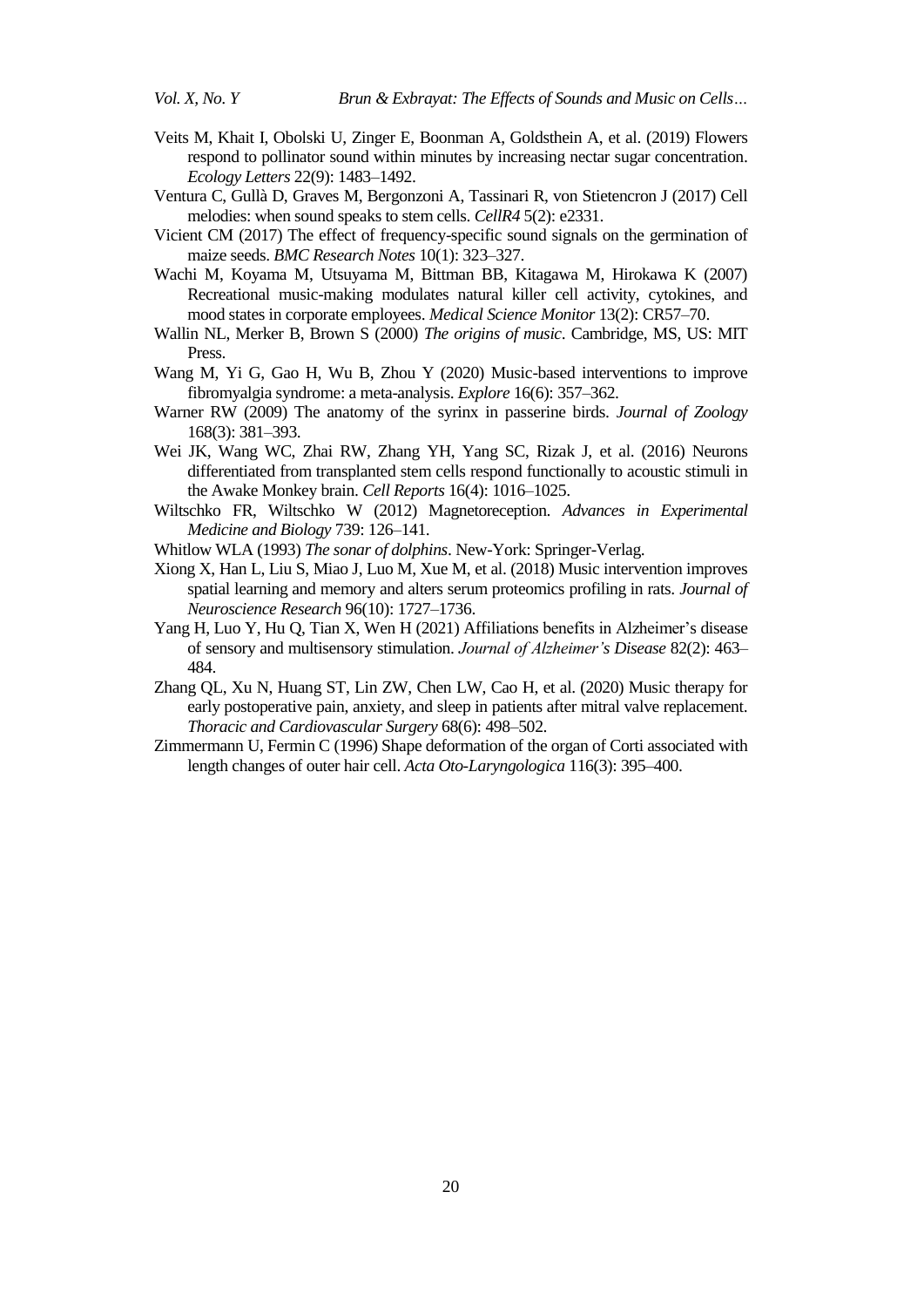Veits M, Khait I, Obolski U, Zinger E, Boonman A, Goldsthein A, et al. (2019) Flowers respond to pollinator sound within minutes by increasing nectar sugar concentration. *Ecology Letters* 22(9): 1483–1492.

Ventura C, Gullà D, Graves M, Bergonzoni A, Tassinari R, von Stietencron J (2017) Cell melodies: when sound speaks to stem cells. *CellR4* 5(2): e2331.

Vicient CM (2017) The effect of frequency-specific sound signals on the germination of maize seeds. *BMC Research Notes* 10(1): 323–327.

Wachi M, Koyama M, Utsuyama M, Bittman BB, Kitagawa M, Hirokawa K (2007) Recreational music-making modulates natural killer cell activity, cytokines, and mood states in corporate employees. *Medical Science Monitor* 13(2): CR57–70.

Wallin NL, Merker B, Brown S (2000) *The origins of music*. Cambridge, MS, US: MIT Press.

Wang M, Yi G, Gao H, Wu B, Zhou Y (2020) Music-based interventions to improve fibromyalgia syndrome: a meta-analysis. *Explore* 16(6): 357–362.

Warner RW (2009) The anatomy of the syrinx in passerine birds. *Journal of Zoology* 168(3): 381–393.

Wei JK, Wang WC, Zhai RW, Zhang YH, Yang SC, Rizak J, et al. (2016) Neurons differentiated from transplanted stem cells respond functionally to acoustic stimuli in the Awake Monkey brain. *Cell Reports* 16(4): 1016–1025.

Wiltschko FR, Wiltschko W (2012) Magnetoreception. *Advances in Experimental Medicine and Biology* 739: 126–141.

Whitlow WLA (1993) *The sonar of dolphins*. New-York: Springer-Verlag.

Xiong X, Han L, Liu S, Miao J, Luo M, Xue M, et al. (2018) Music intervention improves spatial learning and memory and alters serum proteomics profiling in rats. *Journal of Neuroscience Research* 96(10): 1727–1736.

Yang H, Luo Y, Hu Q, Tian X, Wen H (2021) Affiliations benefits in Alzheimer's disease of sensory and multisensory stimulation. *Journal of Alzheimer's Disease* 82(2): 463–484.

Zhang QL, Xu N, Huang ST, Lin ZW, Chen LW, Cao H, et al. (2020) Music therapy for early postoperative pain, anxiety, and sleep in patients after mitral valve replacement. *Thoracic and Cardiovascular Surgery* 68(6): 498–502.

Zimmermann U, Fermin C (1996) Shape deformation of the organ of Corti associated with length changes of outer hair cell. *Acta Oto-Laryngologica* 116(3): 395–400.